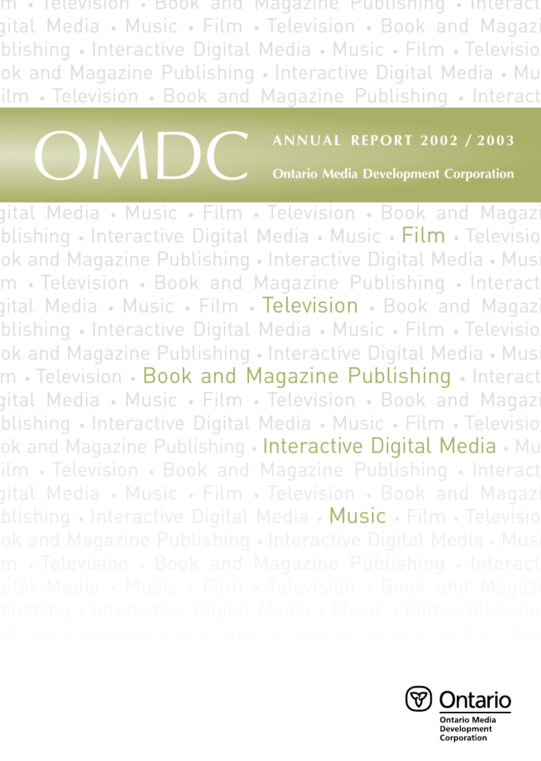# OMDC

## ANNUAL REPORT 2002 / 2003

**Ontario Media Development Corporation**

Film

Television

Book and Magazine Publishing

Interactive Digital Media

Music

Ontario

Ontario Media Development Corporation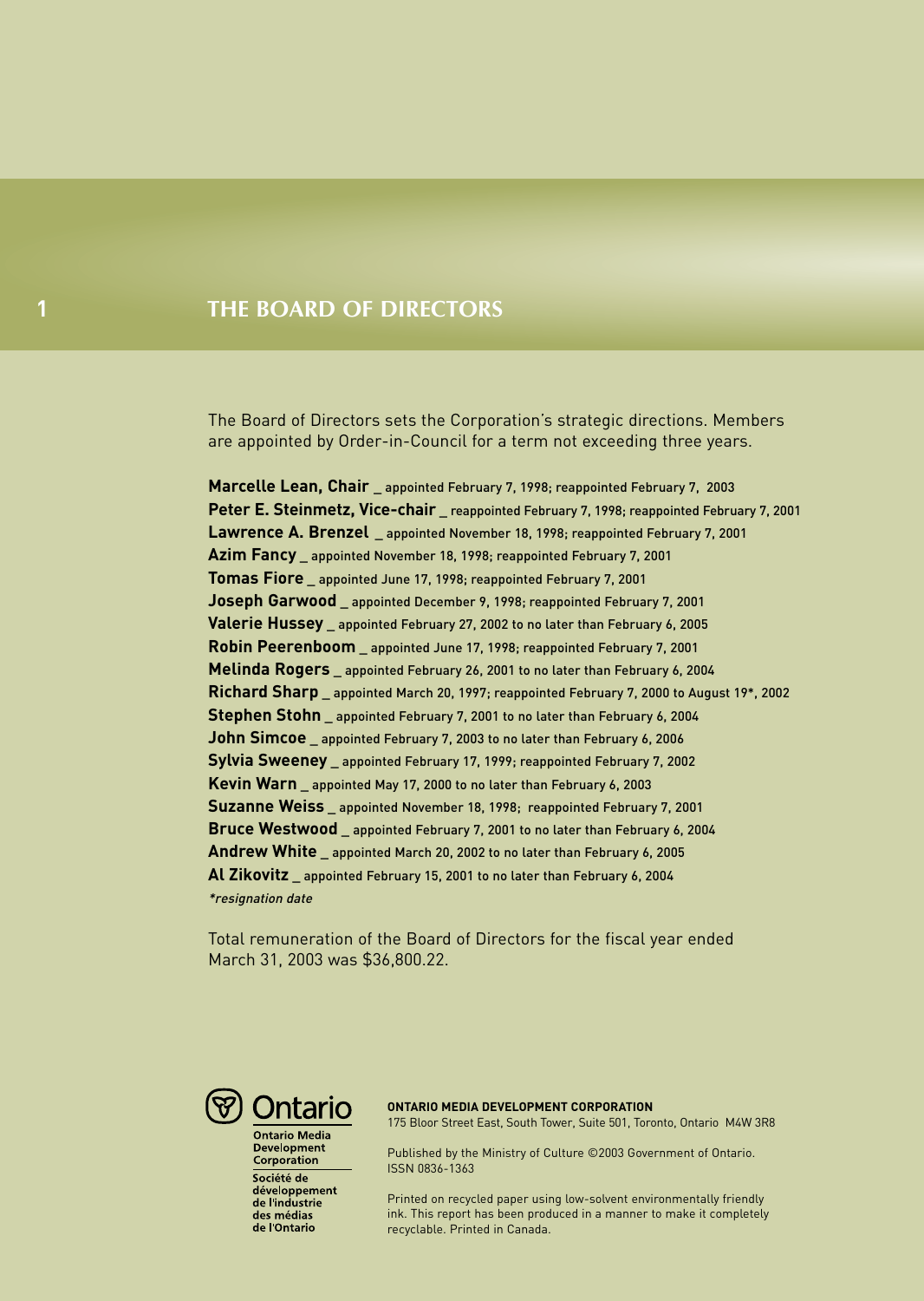# 1 THE BOARD OF DIRECTORS

The Board of Directors sets the Corporation's strategic directions. Members are appointed by Order-in-Council for a term not exceeding three years.

**Marcelle Lean, Chair** _ appointed February 7, 1998; reappointed February 7, 2003
**Peter E. Steinmetz, Vice-chair** _ reappointed February 7, 1998; reappointed February 7, 2001
**Lawrence A. Brenzel** _ appointed November 18, 1998; reappointed February 7, 2001
**Azim Fancy** _ appointed November 18, 1998; reappointed February 7, 2001
**Tomas Fiore** _ appointed June 17, 1998; reappointed February 7, 2001
**Joseph Garwood** _ appointed December 9, 1998; reappointed February 7, 2001
**Valerie Hussey** _ appointed February 27, 2002 to no later than February 6, 2005
**Robin Peerenboom** _ appointed June 17, 1998; reappointed February 7, 2001
**Melinda Rogers** _ appointed February 26, 2001 to no later than February 6, 2004
**Richard Sharp** _ appointed March 20, 1997; reappointed February 7, 2000 to August 19*, 2002
**Stephen Stohn** _ appointed February 7, 2001 to no later than February 6, 2004
**John Simcoe** _ appointed February 7, 2003 to no later than February 6, 2006
**Sylvia Sweeney** _ appointed February 17, 1999; reappointed February 7, 2002
**Kevin Warn** _ appointed May 17, 2000 to no later than February 6, 2003
**Suzanne Weiss** _ appointed November 18, 1998; reappointed February 7, 2001
**Bruce Westwood** _ appointed February 7, 2001 to no later than February 6, 2004
**Andrew White** _ appointed March 20, 2002 to no later than February 6, 2005
**Al Zikovitz** _ appointed February 15, 2001 to no later than February 6, 2004

*\*resignation date*

Total remuneration of the Board of Directors for the fiscal year ended March 31, 2003 was $36,800.22.

Ontario

Ontario Media Development Corporation

Société de développement de l'industrie des médias de l'Ontario

**ONTARIO MEDIA DEVELOPMENT CORPORATION**
175 Bloor Street East, South Tower, Suite 501, Toronto, Ontario M4W 3R8

Published by the Ministry of Culture ©2003 Government of Ontario.
ISSN 0836-1363

Printed on recycled paper using low-solvent environmentally friendly ink. This report has been produced in a manner to make it completely recyclable. Printed in Canada.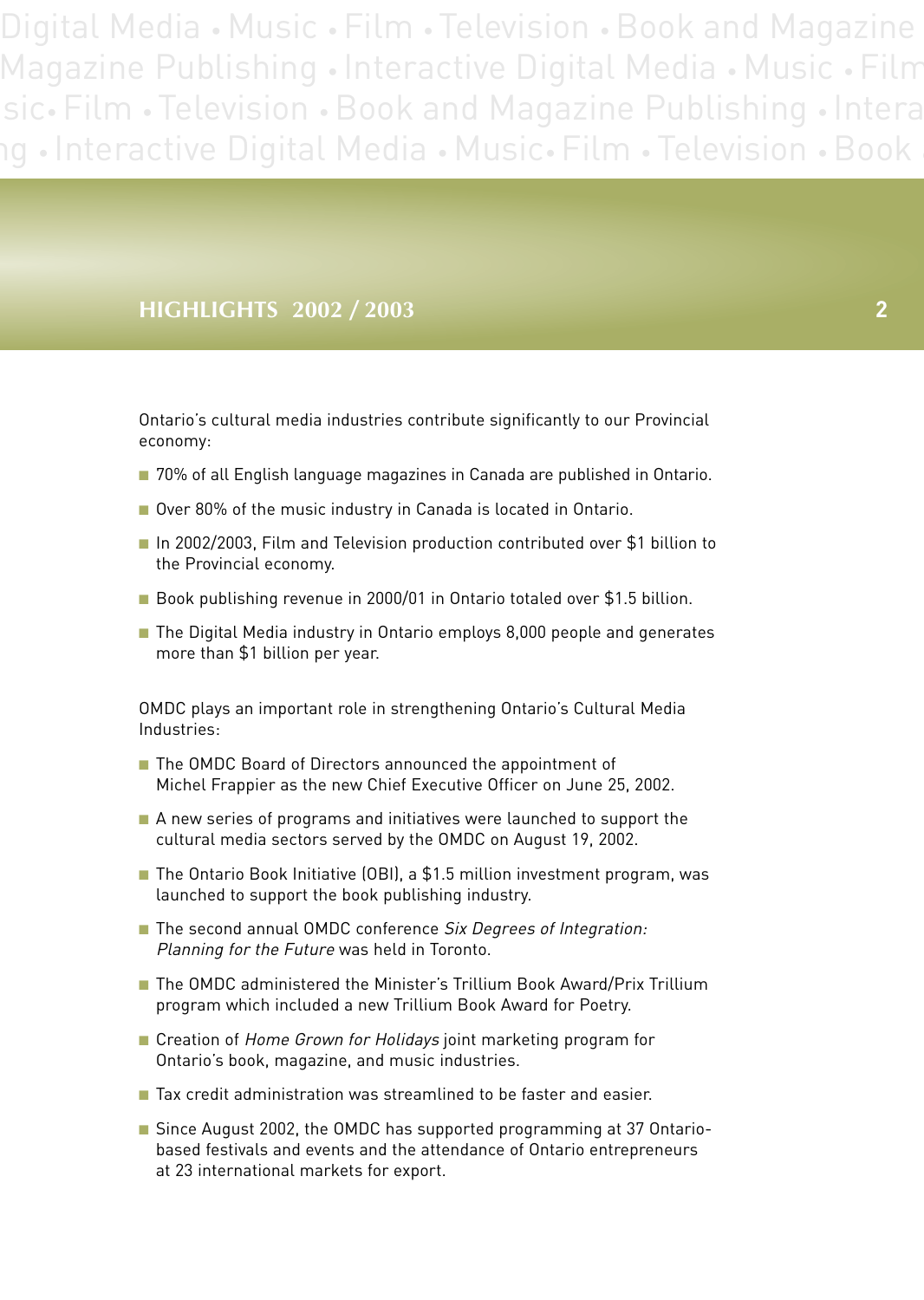## HIGHLIGHTS 2002 / 2003

Ontario's cultural media industries contribute significantly to our Provincial economy:

- 70% of all English language magazines in Canada are published in Ontario.
- Over 80% of the music industry in Canada is located in Ontario.
- In 2002/2003, Film and Television production contributed over $1 billion to the Provincial economy.
- Book publishing revenue in 2000/01 in Ontario totaled over $1.5 billion.
- The Digital Media industry in Ontario employs 8,000 people and generates more than $1 billion per year.

OMDC plays an important role in strengthening Ontario's Cultural Media Industries:

- The OMDC Board of Directors announced the appointment of Michel Frappier as the new Chief Executive Officer on June 25, 2002.
- A new series of programs and initiatives were launched to support the cultural media sectors served by the OMDC on August 19, 2002.
- The Ontario Book Initiative (OBI), a $1.5 million investment program, was launched to support the book publishing industry.
- The second annual OMDC conference *Six Degrees of Integration: Planning for the Future* was held in Toronto.
- The OMDC administered the Minister's Trillium Book Award/Prix Trillium program which included a new Trillium Book Award for Poetry.
- Creation of *Home Grown for Holidays* joint marketing program for Ontario's book, magazine, and music industries.
- Tax credit administration was streamlined to be faster and easier.
- Since August 2002, the OMDC has supported programming at 37 Ontario-based festivals and events and the attendance of Ontario entrepreneurs at 23 international markets for export.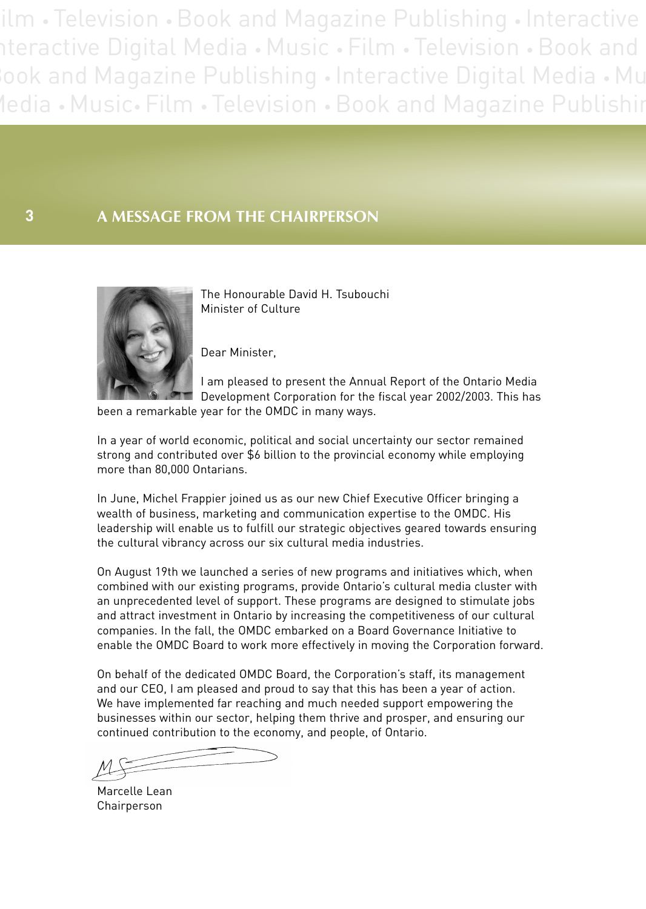## A MESSAGE FROM THE CHAIRPERSON

The Honourable David H. Tsubouchi
Minister of Culture

Dear Minister,

I am pleased to present the Annual Report of the Ontario Media Development Corporation for the fiscal year 2002/2003. This has been a remarkable year for the OMDC in many ways.

In a year of world economic, political and social uncertainty our sector remained strong and contributed over $6 billion to the provincial economy while employing more than 80,000 Ontarians.

In June, Michel Frappier joined us as our new Chief Executive Officer bringing a wealth of business, marketing and communication expertise to the OMDC. His leadership will enable us to fulfill our strategic objectives geared towards ensuring the cultural vibrancy across our six cultural media industries.

On August 19th we launched a series of new programs and initiatives which, when combined with our existing programs, provide Ontario's cultural media cluster with an unprecedented level of support. These programs are designed to stimulate jobs and attract investment in Ontario by increasing the competitiveness of our cultural companies. In the fall, the OMDC embarked on a Board Governance Initiative to enable the OMDC Board to work more effectively in moving the Corporation forward.

On behalf of the dedicated OMDC Board, the Corporation's staff, its management and our CEO, I am pleased and proud to say that this has been a year of action. We have implemented far reaching and much needed support empowering the businesses within our sector, helping them thrive and prosper, and ensuring our continued contribution to the economy, and people, of Ontario.

Marcelle Lean
Chairperson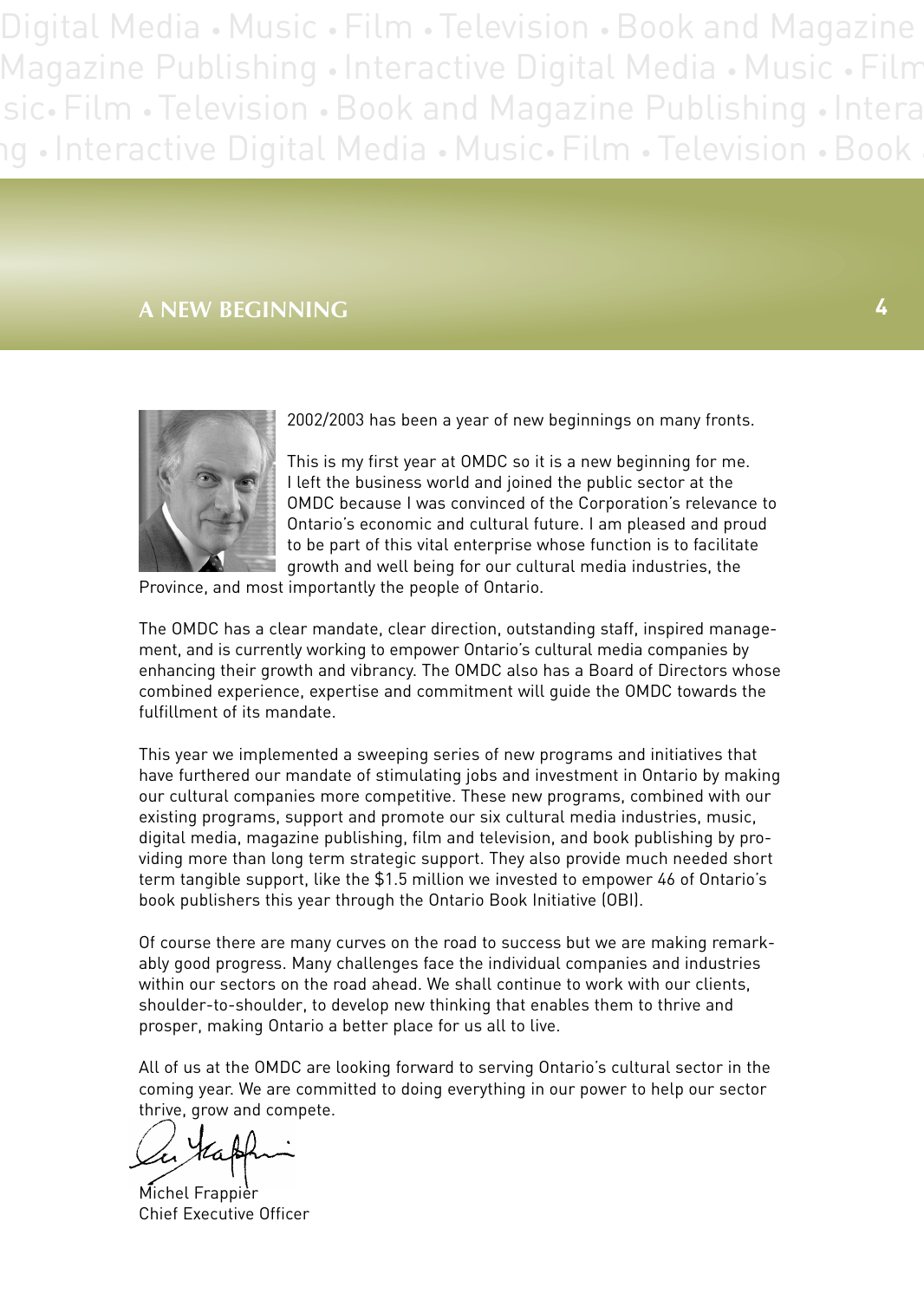## A NEW BEGINNING

2002/2003 has been a year of new beginnings on many fronts.

This is my first year at OMDC so it is a new beginning for me. I left the business world and joined the public sector at the OMDC because I was convinced of the Corporation's relevance to Ontario's economic and cultural future. I am pleased and proud to be part of this vital enterprise whose function is to facilitate growth and well being for our cultural media industries, the Province, and most importantly the people of Ontario.

The OMDC has a clear mandate, clear direction, outstanding staff, inspired management, and is currently working to empower Ontario's cultural media companies by enhancing their growth and vibrancy. The OMDC also has a Board of Directors whose combined experience, expertise and commitment will guide the OMDC towards the fulfillment of its mandate.

This year we implemented a sweeping series of new programs and initiatives that have furthered our mandate of stimulating jobs and investment in Ontario by making our cultural companies more competitive. These new programs, combined with our existing programs, support and promote our six cultural media industries, music, digital media, magazine publishing, film and television, and book publishing by providing more than long term strategic support. They also provide much needed short term tangible support, like the $1.5 million we invested to empower 46 of Ontario's book publishers this year through the Ontario Book Initiative (OBI).

Of course there are many curves on the road to success but we are making remarkably good progress. Many challenges face the individual companies and industries within our sectors on the road ahead. We shall continue to work with our clients, shoulder-to-shoulder, to develop new thinking that enables them to thrive and prosper, making Ontario a better place for us all to live.

All of us at the OMDC are looking forward to serving Ontario's cultural sector in the coming year. We are committed to doing everything in our power to help our sector thrive, grow and compete.

Michel Frappier
Chief Executive Officer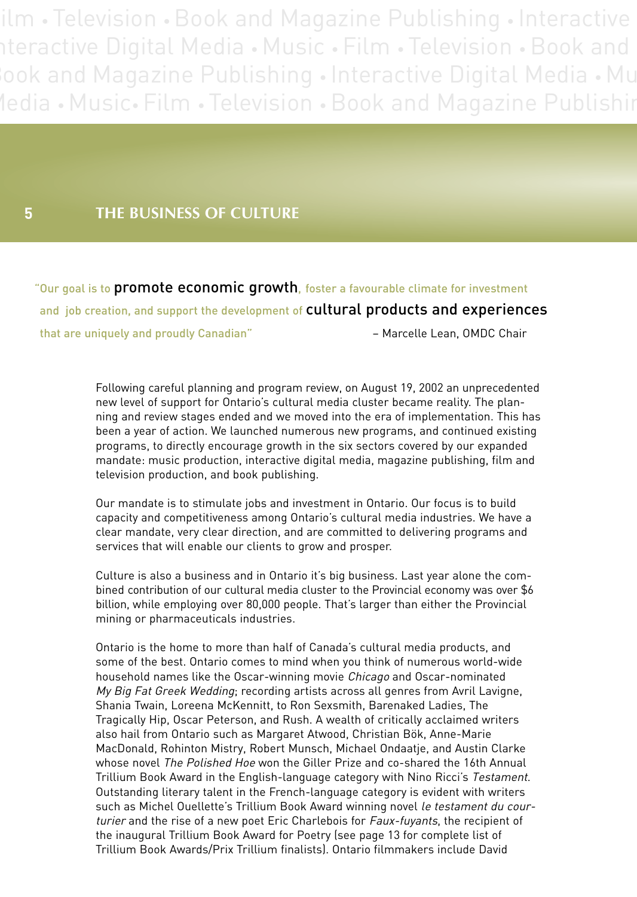# THE BUSINESS OF CULTURE

"Our goal is to **promote economic growth**, foster a favourable climate for investment and job creation, and support the development of **cultural products and experiences** that are uniquely and proudly Canadian"

– Marcelle Lean, OMDC Chair

Following careful planning and program review, on August 19, 2002 an unprecedented new level of support for Ontario's cultural media cluster became reality. The planning and review stages ended and we moved into the era of implementation. This has been a year of action. We launched numerous new programs, and continued existing programs, to directly encourage growth in the six sectors covered by our expanded mandate: music production, interactive digital media, magazine publishing, film and television production, and book publishing.

Our mandate is to stimulate jobs and investment in Ontario. Our focus is to build capacity and competitiveness among Ontario's cultural media industries. We have a clear mandate, very clear direction, and are committed to delivering programs and services that will enable our clients to grow and prosper.

Culture is also a business and in Ontario it's big business. Last year alone the combined contribution of our cultural media cluster to the Provincial economy was over $6 billion, while employing over 80,000 people. That's larger than either the Provincial mining or pharmaceuticals industries.

Ontario is the home to more than half of Canada's cultural media products, and some of the best. Ontario comes to mind when you think of numerous world-wide household names like the Oscar-winning movie *Chicago* and Oscar-nominated *My Big Fat Greek Wedding*; recording artists across all genres from Avril Lavigne, Shania Twain, Loreena McKennitt, to Ron Sexsmith, Barenaked Ladies, The Tragically Hip, Oscar Peterson, and Rush. A wealth of critically acclaimed writers also hail from Ontario such as Margaret Atwood, Christian Bök, Anne-Marie MacDonald, Rohinton Mistry, Robert Munsch, Michael Ondaatje, and Austin Clarke whose novel *The Polished Hoe* won the Giller Prize and co-shared the 16th Annual Trillium Book Award in the English-language category with Nino Ricci's *Testament*. Outstanding literary talent in the French-language category is evident with writers such as Michel Ouellette's Trillium Book Award winning novel *le testament du couturier* and the rise of a new poet Eric Charlebois for *Faux-fuyants*, the recipient of the inaugural Trillium Book Award for Poetry (see page 13 for complete list of Trillium Book Awards/Prix Trillium finalists). Ontario filmmakers include David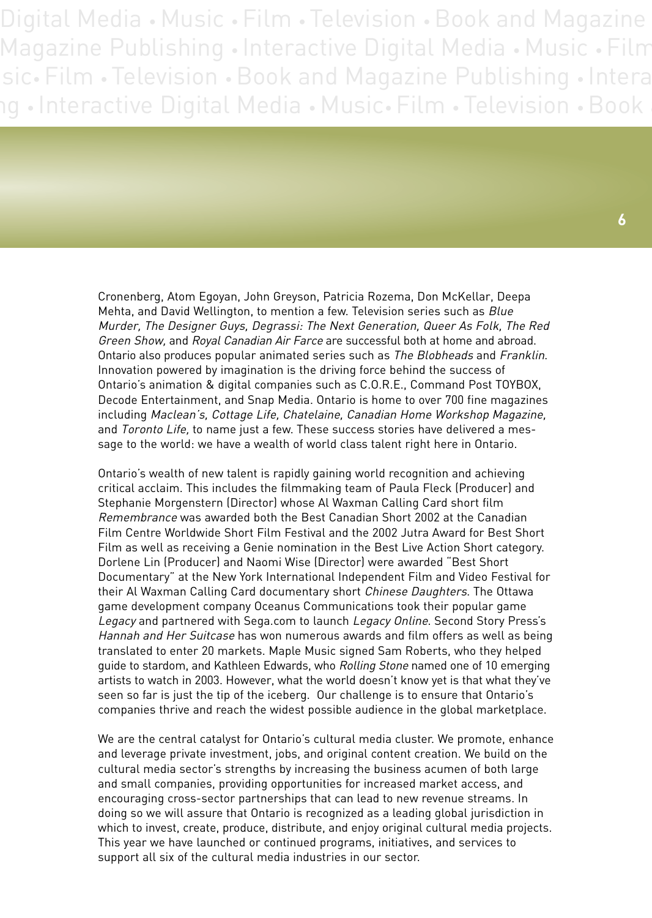Cronenberg, Atom Egoyan, John Greyson, Patricia Rozema, Don McKellar, Deepa Mehta, and David Wellington, to mention a few. Television series such as *Blue Murder, The Designer Guys, Degrassi: The Next Generation, Queer As Folk, The Red Green Show,* and *Royal Canadian Air Farce* are successful both at home and abroad. Ontario also produces popular animated series such as *The Blobheads* and *Franklin*. Innovation powered by imagination is the driving force behind the success of Ontario's animation & digital companies such as C.O.R.E., Command Post TOYBOX, Decode Entertainment, and Snap Media. Ontario is home to over 700 fine magazines including *Maclean's, Cottage Life, Chatelaine, Canadian Home Workshop Magazine,* and *Toronto Life,* to name just a few. These success stories have delivered a message to the world: we have a wealth of world class talent right here in Ontario.

Ontario's wealth of new talent is rapidly gaining world recognition and achieving critical acclaim. This includes the filmmaking team of Paula Fleck (Producer) and Stephanie Morgenstern (Director) whose Al Waxman Calling Card short film *Remembrance* was awarded both the Best Canadian Short 2002 at the Canadian Film Centre Worldwide Short Film Festival and the 2002 Jutra Award for Best Short Film as well as receiving a Genie nomination in the Best Live Action Short category. Dorlene Lin (Producer) and Naomi Wise (Director) were awarded "Best Short Documentary" at the New York International Independent Film and Video Festival for their Al Waxman Calling Card documentary short *Chinese Daughters*. The Ottawa game development company Oceanus Communications took their popular game *Legacy* and partnered with Sega.com to launch *Legacy Online*. Second Story Press's *Hannah and Her Suitcase* has won numerous awards and film offers as well as being translated to enter 20 markets. Maple Music signed Sam Roberts, who they helped guide to stardom, and Kathleen Edwards, who *Rolling Stone* named one of 10 emerging artists to watch in 2003. However, what the world doesn't know yet is that what they've seen so far is just the tip of the iceberg. Our challenge is to ensure that Ontario's companies thrive and reach the widest possible audience in the global marketplace.

We are the central catalyst for Ontario's cultural media cluster. We promote, enhance and leverage private investment, jobs, and original content creation. We build on the cultural media sector's strengths by increasing the business acumen of both large and small companies, providing opportunities for increased market access, and encouraging cross-sector partnerships that can lead to new revenue streams. In doing so we will assure that Ontario is recognized as a leading global jurisdiction in which to invest, create, produce, distribute, and enjoy original cultural media projects. This year we have launched or continued programs, initiatives, and services to support all six of the cultural media industries in our sector.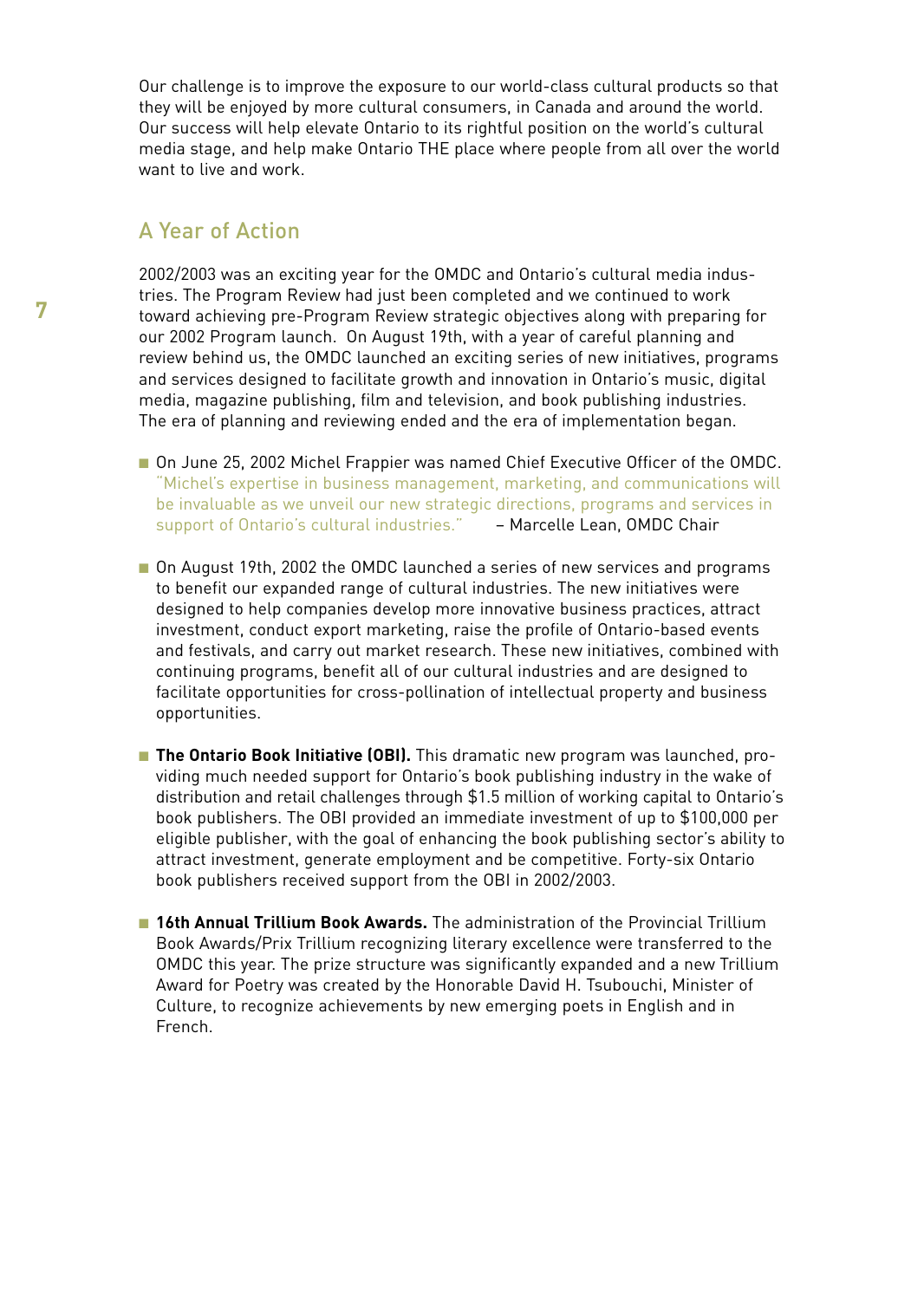Our challenge is to improve the exposure to our world-class cultural products so that they will be enjoyed by more cultural consumers, in Canada and around the world. Our success will help elevate Ontario to its rightful position on the world's cultural media stage, and help make Ontario THE place where people from all over the world want to live and work.

## A Year of Action

2002/2003 was an exciting year for the OMDC and Ontario's cultural media industries. The Program Review had just been completed and we continued to work toward achieving pre-Program Review strategic objectives along with preparing for our 2002 Program launch. On August 19th, with a year of careful planning and review behind us, the OMDC launched an exciting series of new initiatives, programs and services designed to facilitate growth and innovation in Ontario's music, digital media, magazine publishing, film and television, and book publishing industries. The era of planning and reviewing ended and the era of implementation began.

- On June 25, 2002 Michel Frappier was named Chief Executive Officer of the OMDC. "Michel's expertise in business management, marketing, and communications will be invaluable as we unveil our new strategic directions, programs and services in support of Ontario's cultural industries." – Marcelle Lean, OMDC Chair

- On August 19th, 2002 the OMDC launched a series of new services and programs to benefit our expanded range of cultural industries. The new initiatives were designed to help companies develop more innovative business practices, attract investment, conduct export marketing, raise the profile of Ontario-based events and festivals, and carry out market research. These new initiatives, combined with continuing programs, benefit all of our cultural industries and are designed to facilitate opportunities for cross-pollination of intellectual property and business opportunities.

- **The Ontario Book Initiative (OBI).** This dramatic new program was launched, providing much needed support for Ontario's book publishing industry in the wake of distribution and retail challenges through $1.5 million of working capital to Ontario's book publishers. The OBI provided an immediate investment of up to $100,000 per eligible publisher, with the goal of enhancing the book publishing sector's ability to attract investment, generate employment and be competitive. Forty-six Ontario book publishers received support from the OBI in 2002/2003.

- **16th Annual Trillium Book Awards.** The administration of the Provincial Trillium Book Awards/Prix Trillium recognizing literary excellence were transferred to the OMDC this year. The prize structure was significantly expanded and a new Trillium Award for Poetry was created by the Honorable David H. Tsubouchi, Minister of Culture, to recognize achievements by new emerging poets in English and in French.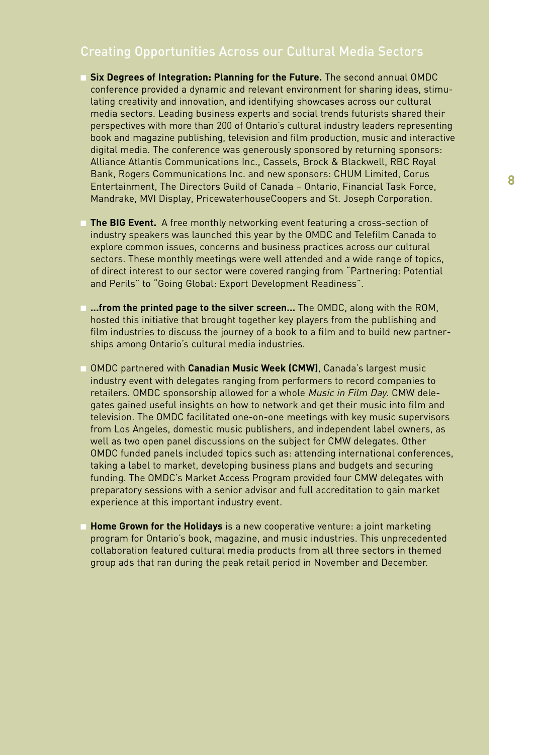## Creating Opportunities Across our Cultural Media Sectors

- **Six Degrees of Integration: Planning for the Future.** The second annual OMDC conference provided a dynamic and relevant environment for sharing ideas, stimulating creativity and innovation, and identifying showcases across our cultural media sectors. Leading business experts and social trends futurists shared their perspectives with more than 200 of Ontario's cultural industry leaders representing book and magazine publishing, television and film production, music and interactive digital media. The conference was generously sponsored by returning sponsors: Alliance Atlantis Communications Inc., Cassels, Brock & Blackwell, RBC Royal Bank, Rogers Communications Inc. and new sponsors: CHUM Limited, Corus Entertainment, The Directors Guild of Canada – Ontario, Financial Task Force, Mandrake, MVI Display, PricewaterhouseCoopers and St. Joseph Corporation.

- **The BIG Event.** A free monthly networking event featuring a cross-section of industry speakers was launched this year by the OMDC and Telefilm Canada to explore common issues, concerns and business practices across our cultural sectors. These monthly meetings were well attended and a wide range of topics, of direct interest to our sector were covered ranging from "Partnering: Potential and Perils" to "Going Global: Export Development Readiness".

- **...from the printed page to the silver screen...** The OMDC, along with the ROM, hosted this initiative that brought together key players from the publishing and film industries to discuss the journey of a book to a film and to build new partnerships among Ontario's cultural media industries.

- OMDC partnered with **Canadian Music Week (CMW)**, Canada's largest music industry event with delegates ranging from performers to record companies to retailers. OMDC sponsorship allowed for a whole *Music in Film Day.* CMW delegates gained useful insights on how to network and get their music into film and television. The OMDC facilitated one-on-one meetings with key music supervisors from Los Angeles, domestic music publishers, and independent label owners, as well as two open panel discussions on the subject for CMW delegates. Other OMDC funded panels included topics such as: attending international conferences, taking a label to market, developing business plans and budgets and securing funding. The OMDC's Market Access Program provided four CMW delegates with preparatory sessions with a senior advisor and full accreditation to gain market experience at this important industry event.

- **Home Grown for the Holidays** is a new cooperative venture: a joint marketing program for Ontario's book, magazine, and music industries. This unprecedented collaboration featured cultural media products from all three sectors in themed group ads that ran during the peak retail period in November and December.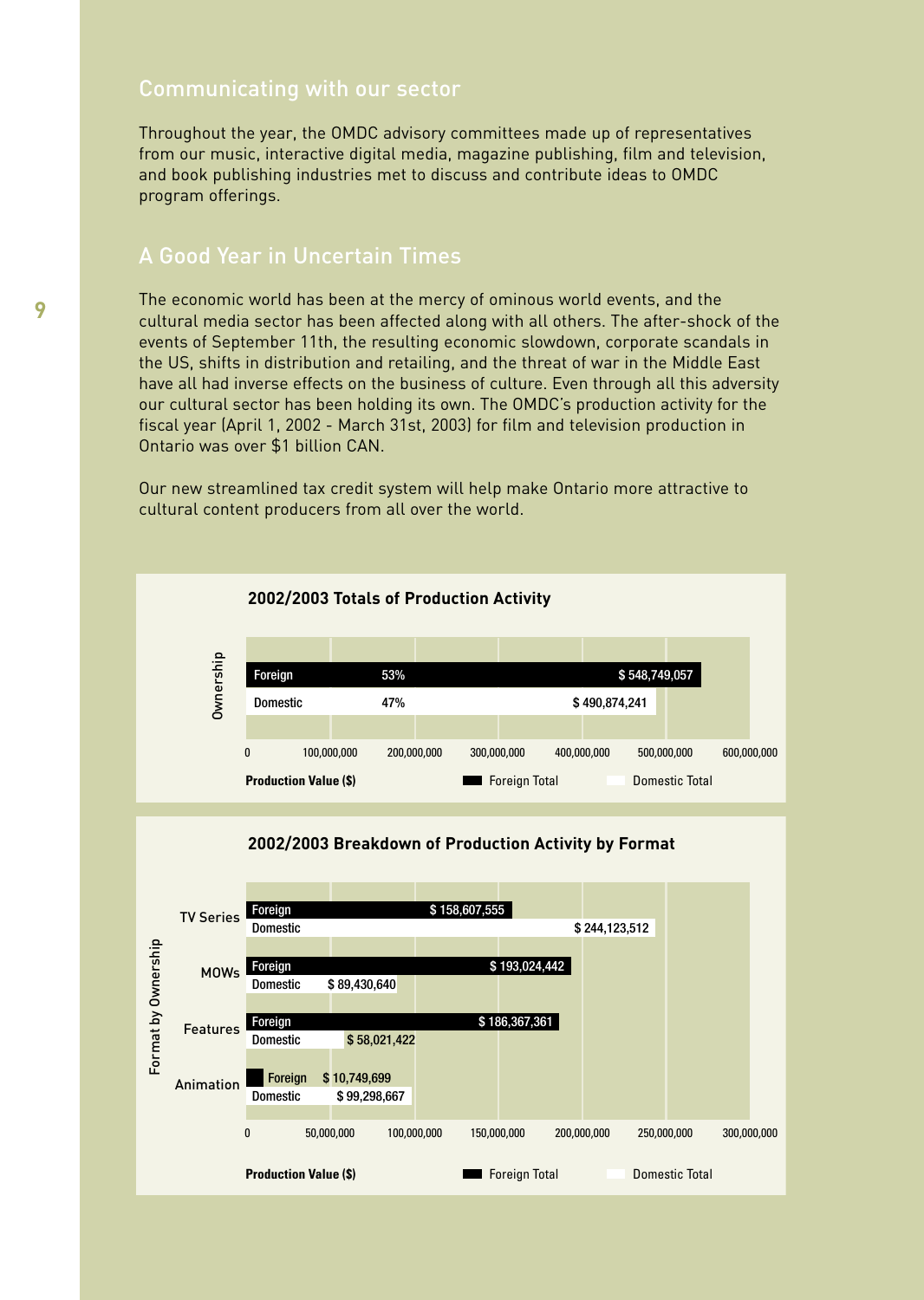## Communicating with our sector

Throughout the year, the OMDC advisory committees made up of representatives from our music, interactive digital media, magazine publishing, film and television, and book publishing industries met to discuss and contribute ideas to OMDC program offerings.

## A Good Year in Uncertain Times

The economic world has been at the mercy of ominous world events, and the cultural media sector has been affected along with all others. The after-shock of the events of September 11th, the resulting economic slowdown, corporate scandals in the US, shifts in distribution and retailing, and the threat of war in the Middle East have all had inverse effects on the business of culture. Even through all this adversity our cultural sector has been holding its own. The OMDC's production activity for the fiscal year (April 1, 2002 - March 31st, 2003) for film and television production in Ontario was over $1 billion CAN.

Our new streamlined tax credit system will help make Ontario more attractive to cultural content producers from all over the world.

**2002/2003 Totals of Production Activity**

| Ownership | Share | Production Value ($) |
|---|---|---|
| Foreign | 53% | $ 548,749,057 |
| Domestic | 47% | $ 490,874,241 |

**2002/2003 Breakdown of Production Activity by Format**

| Format | Foreign | Domestic |
|---|---|---|
| TV Series | $ 158,607,555 | $ 244,123,512 |
| MOWs | $ 193,024,442 | $ 89,430,640 |
| Features | $ 186,367,361 | $ 58,021,422 |
| Animation | $ 10,749,699 | $ 99,298,667 |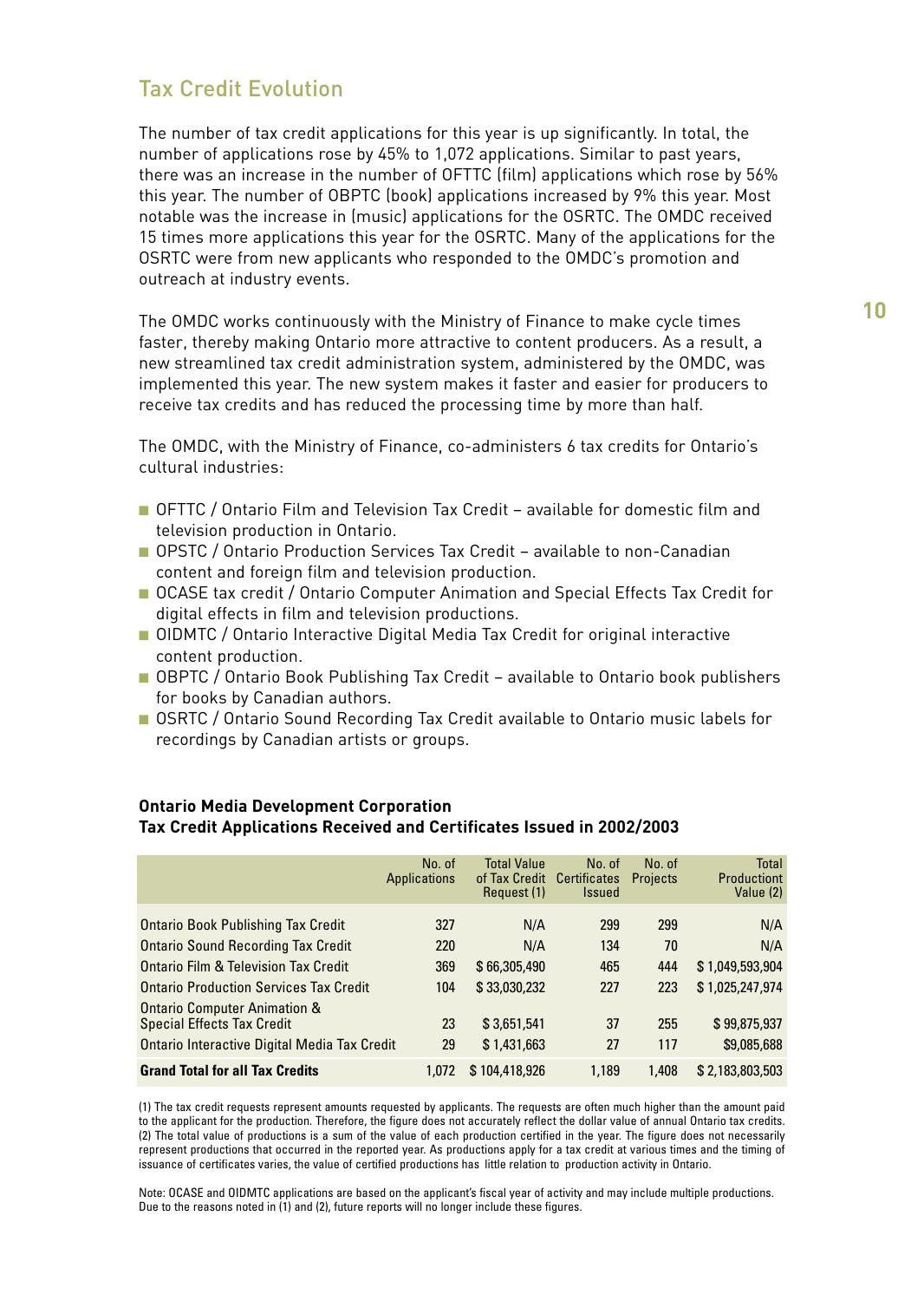## Tax Credit Evolution

The number of tax credit applications for this year is up significantly. In total, the number of applications rose by 45% to 1,072 applications. Similar to past years, there was an increase in the number of OFTTC (film) applications which rose by 56% this year. The number of OBPTC (book) applications increased by 9% this year. Most notable was the increase in (music) applications for the OSRTC. The OMDC received 15 times more applications this year for the OSRTC. Many of the applications for the OSRTC were from new applicants who responded to the OMDC's promotion and outreach at industry events.

The OMDC works continuously with the Ministry of Finance to make cycle times faster, thereby making Ontario more attractive to content producers. As a result, a new streamlined tax credit administration system, administered by the OMDC, was implemented this year. The new system makes it faster and easier for producers to receive tax credits and has reduced the processing time by more than half.

The OMDC, with the Ministry of Finance, co-administers 6 tax credits for Ontario's cultural industries:

- OFTTC / Ontario Film and Television Tax Credit – available for domestic film and television production in Ontario.
- OPSTC / Ontario Production Services Tax Credit – available to non-Canadian content and foreign film and television production.
- OCASE tax credit / Ontario Computer Animation and Special Effects Tax Credit for digital effects in film and television productions.
- OIDMTC / Ontario Interactive Digital Media Tax Credit for original interactive content production.
- OBPTC / Ontario Book Publishing Tax Credit – available to Ontario book publishers for books by Canadian authors.
- OSRTC / Ontario Sound Recording Tax Credit available to Ontario music labels for recordings by Canadian artists or groups.

**Ontario Media Development Corporation**
**Tax Credit Applications Received and Certificates Issued in 2002/2003**

| | No. of Applications | Total Value of Tax Credit Request (1) | No. of Certificates Issued | No. of Projects | Total Productiont Value (2) |
|---|---|---|---|---|---|
| Ontario Book Publishing Tax Credit | 327 | N/A | 299 | 299 | N/A |
| Ontario Sound Recording Tax Credit | 220 | N/A | 134 | 70 | N/A |
| Ontario Film & Television Tax Credit | 369 | $ 66,305,490 | 465 | 444 | $ 1,049,593,904 |
| Ontario Production Services Tax Credit | 104 | $ 33,030,232 | 227 | 223 | $ 1,025,247,974 |
| Ontario Computer Animation & Special Effects Tax Credit | 23 | $ 3,651,541 | 37 | 255 | $ 99,875,937 |
| Ontario Interactive Digital Media Tax Credit | 29 | $ 1,431,663 | 27 | 117 | $9,085,688 |
| **Grand Total for all Tax Credits** | 1,072 | $ 104,418,926 | 1,189 | 1,408 | $ 2,183,803,503 |

(1) The tax credit requests represent amounts requested by applicants. The requests are often much higher than the amount paid to the applicant for the production. Therefore, the figure does not accurately reflect the dollar value of annual Ontario tax credits.
(2) The total value of productions is a sum of the value of each production certified in the year. The figure does not necessarily represent productions that occurred in the reported year. As productions apply for a tax credit at various times and the timing of issuance of certificates varies, the value of certified productions has little relation to production activity in Ontario.

Note: OCASE and OIDMTC applications are based on the applicant's fiscal year of activity and may include multiple productions. Due to the reasons noted in (1) and (2), future reports will no longer include these figures.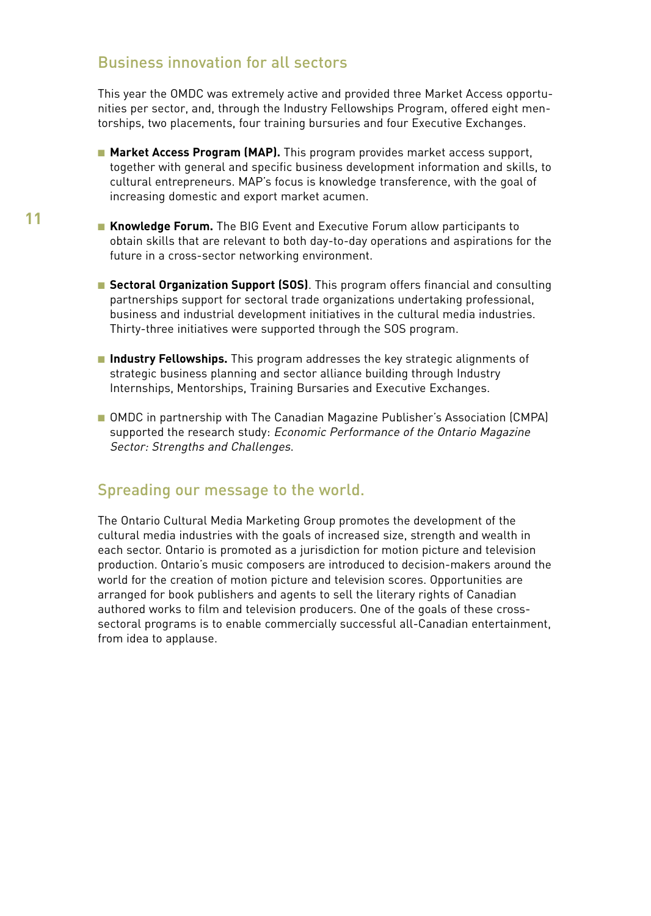## Business innovation for all sectors

This year the OMDC was extremely active and provided three Market Access opportunities per sector, and, through the Industry Fellowships Program, offered eight mentorships, two placements, four training bursuries and four Executive Exchanges.

- **Market Access Program (MAP).** This program provides market access support, together with general and specific business development information and skills, to cultural entrepreneurs. MAP's focus is knowledge transference, with the goal of increasing domestic and export market acumen.
- **Knowledge Forum.** The BIG Event and Executive Forum allow participants to obtain skills that are relevant to both day-to-day operations and aspirations for the future in a cross-sector networking environment.
- **Sectoral Organization Support (SOS)**. This program offers financial and consulting partnerships support for sectoral trade organizations undertaking professional, business and industrial development initiatives in the cultural media industries. Thirty-three initiatives were supported through the SOS program.
- **Industry Fellowships.** This program addresses the key strategic alignments of strategic business planning and sector alliance building through Industry Internships, Mentorships, Training Bursaries and Executive Exchanges.
- OMDC in partnership with The Canadian Magazine Publisher's Association (CMPA) supported the research study: *Economic Performance of the Ontario Magazine Sector: Strengths and Challenges*.

## Spreading our message to the world.

The Ontario Cultural Media Marketing Group promotes the development of the cultural media industries with the goals of increased size, strength and wealth in each sector. Ontario is promoted as a jurisdiction for motion picture and television production. Ontario's music composers are introduced to decision-makers around the world for the creation of motion picture and television scores. Opportunities are arranged for book publishers and agents to sell the literary rights of Canadian authored works to film and television producers. One of the goals of these cross-sectoral programs is to enable commercially successful all-Canadian entertainment, from idea to applause.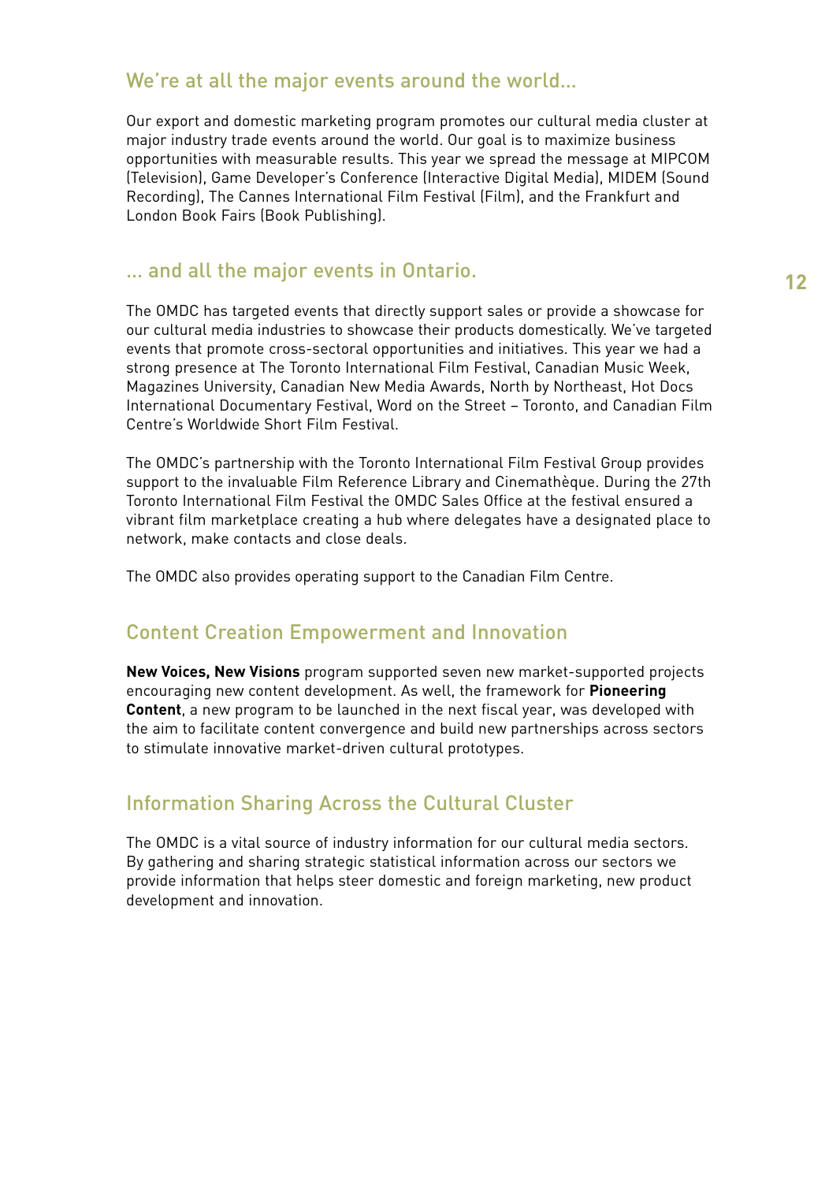## We're at all the major events around the world...

Our export and domestic marketing program promotes our cultural media cluster at major industry trade events around the world. Our goal is to maximize business opportunities with measurable results. This year we spread the message at MIPCOM (Television), Game Developer's Conference (Interactive Digital Media), MIDEM (Sound Recording), The Cannes International Film Festival (Film), and the Frankfurt and London Book Fairs (Book Publishing).

## ... and all the major events in Ontario.

The OMDC has targeted events that directly support sales or provide a showcase for our cultural media industries to showcase their products domestically. We've targeted events that promote cross-sectoral opportunities and initiatives. This year we had a strong presence at The Toronto International Film Festival, Canadian Music Week, Magazines University, Canadian New Media Awards, North by Northeast, Hot Docs International Documentary Festival, Word on the Street – Toronto, and Canadian Film Centre's Worldwide Short Film Festival.

The OMDC's partnership with the Toronto International Film Festival Group provides support to the invaluable Film Reference Library and Cinemathèque. During the 27th Toronto International Film Festival the OMDC Sales Office at the festival ensured a vibrant film marketplace creating a hub where delegates have a designated place to network, make contacts and close deals.

The OMDC also provides operating support to the Canadian Film Centre.

## Content Creation Empowerment and Innovation

**New Voices, New Visions** program supported seven new market-supported projects encouraging new content development. As well, the framework for **Pioneering Content**, a new program to be launched in the next fiscal year, was developed with the aim to facilitate content convergence and build new partnerships across sectors to stimulate innovative market-driven cultural prototypes.

## Information Sharing Across the Cultural Cluster

The OMDC is a vital source of industry information for our cultural media sectors. By gathering and sharing strategic statistical information across our sectors we provide information that helps steer domestic and foreign marketing, new product development and innovation.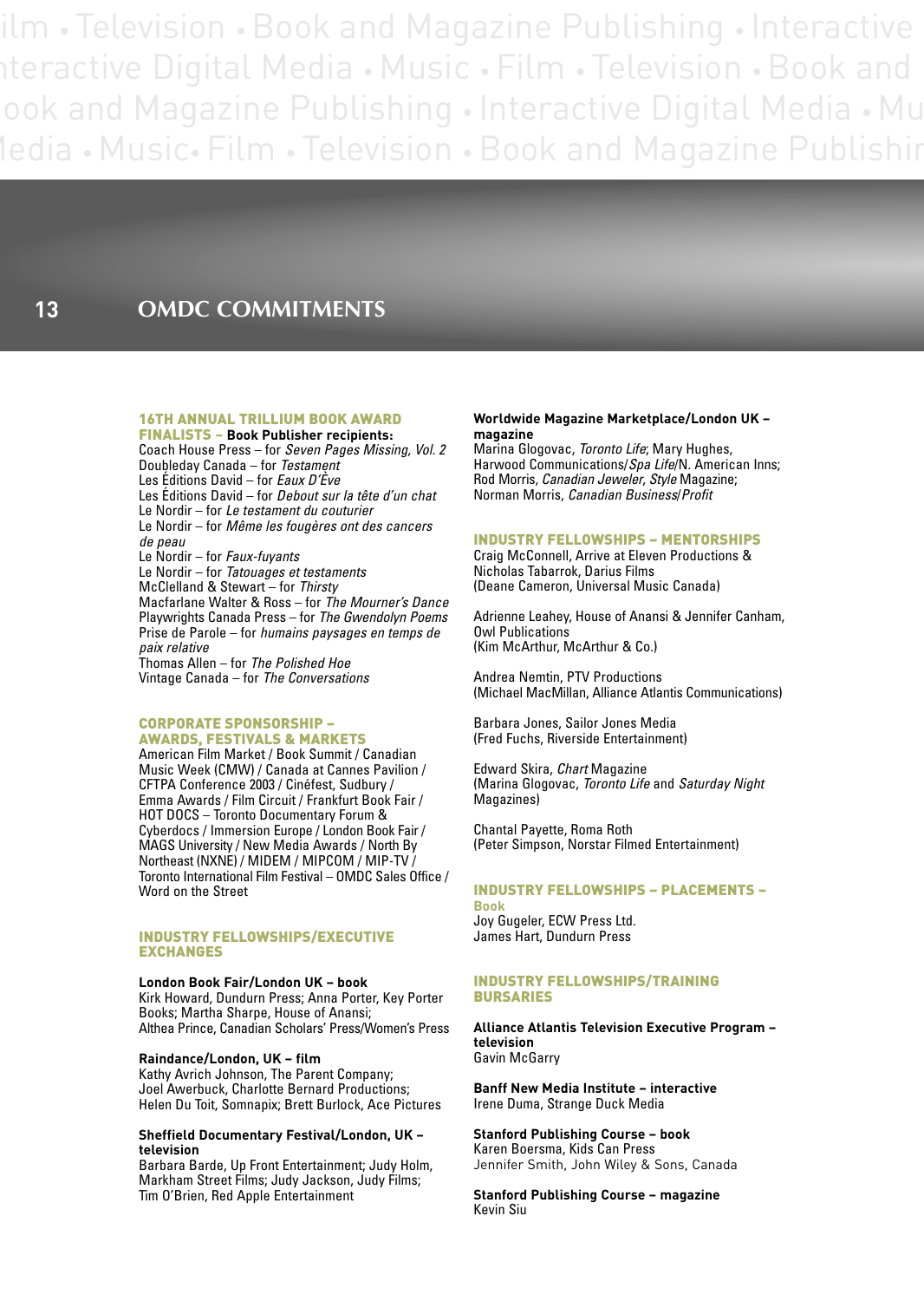# OMDC COMMITMENTS

## 16TH ANNUAL TRILLIUM BOOK AWARD FINALISTS – Book Publisher recipients:

Coach House Press – for *Seven Pages Missing, Vol. 2*
Doubleday Canada – for *Testament*
Les Éditions David – for *Eaux D'Ève*
Les Éditions David – for *Debout sur la tête d'un chat*
Le Nordir – for *Le testament du couturier*
Le Nordir – for *Même les fougères ont des cancers de peau*
Le Nordir – for *Faux-fuyants*
Le Nordir – for *Tatouages et testaments*
McClelland & Stewart – for *Thirsty*
Macfarlane Walter & Ross – for *The Mourner's Dance*
Playwrights Canada Press – for *The Gwendolyn Poems*
Prise de Parole – for *humains paysages en temps de paix relative*
Thomas Allen – for *The Polished Hoe*
Vintage Canada – for *The Conversations*

## CORPORATE SPONSORSHIP – AWARDS, FESTIVALS & MARKETS

American Film Market / Book Summit / Canadian Music Week (CMW) / Canada at Cannes Pavilion / CFTPA Conference 2003 / Cinéfest, Sudbury / Emma Awards / Film Circuit / Frankfurt Book Fair / HOT DOCS – Toronto Documentary Forum & Cyberdocs / Immersion Europe / London Book Fair / MAGS University / New Media Awards / North By Northeast (NXNE) / MIDEM / MIPCOM / MIP-TV / Toronto International Film Festival – OMDC Sales Office / Word on the Street

## INDUSTRY FELLOWSHIPS/EXECUTIVE EXCHANGES

**London Book Fair/London UK – book**
Kirk Howard, Dundurn Press; Anna Porter, Key Porter Books; Martha Sharpe, House of Anansi;
Althea Prince, Canadian Scholars' Press/Women's Press

**Raindance/London, UK – film**
Kathy Avrich Johnson, The Parent Company;
Joel Awerbuck, Charlotte Bernard Productions;
Helen Du Toit, Somnapix; Brett Burlock, Ace Pictures

**Sheffield Documentary Festival/London, UK – television**
Barbara Barde, Up Front Entertainment; Judy Holm, Markham Street Films; Judy Jackson, Judy Films;
Tim O'Brien, Red Apple Entertainment

**Worldwide Magazine Marketplace/London UK – magazine**
Marina Glogovac, *Toronto Life*; Mary Hughes, Harwood Communications/*Spa Life*/N. American Inns;
Rod Morris, *Canadian Jeweler*, *Style* Magazine;
Norman Morris, *Canadian Business*/*Profit*

## INDUSTRY FELLOWSHIPS – MENTORSHIPS

Craig McConnell, Arrive at Eleven Productions & Nicholas Tabarrok, Darius Films
(Deane Cameron, Universal Music Canada)

Adrienne Leahey, House of Anansi & Jennifer Canham, Owl Publications
(Kim McArthur, McArthur & Co.)

Andrea Nemtin, PTV Productions
(Michael MacMillan, Alliance Atlantis Communications)

Barbara Jones, Sailor Jones Media
(Fred Fuchs, Riverside Entertainment)

Edward Skira, *Chart* Magazine
(Marina Glogovac, *Toronto Life* and *Saturday Night* Magazines)

Chantal Payette, Roma Roth
(Peter Simpson, Norstar Filmed Entertainment)

## INDUSTRY FELLOWSHIPS – PLACEMENTS – Book

Joy Gugeler, ECW Press Ltd.
James Hart, Dundurn Press

## INDUSTRY FELLOWSHIPS/TRAINING BURSARIES

**Alliance Atlantis Television Executive Program – television**
Gavin McGarry

**Banff New Media Institute – interactive**
Irene Duma, Strange Duck Media

**Stanford Publishing Course – book**
Karen Boersma, Kids Can Press
Jennifer Smith, John Wiley & Sons, Canada

**Stanford Publishing Course – magazine**
Kevin Siu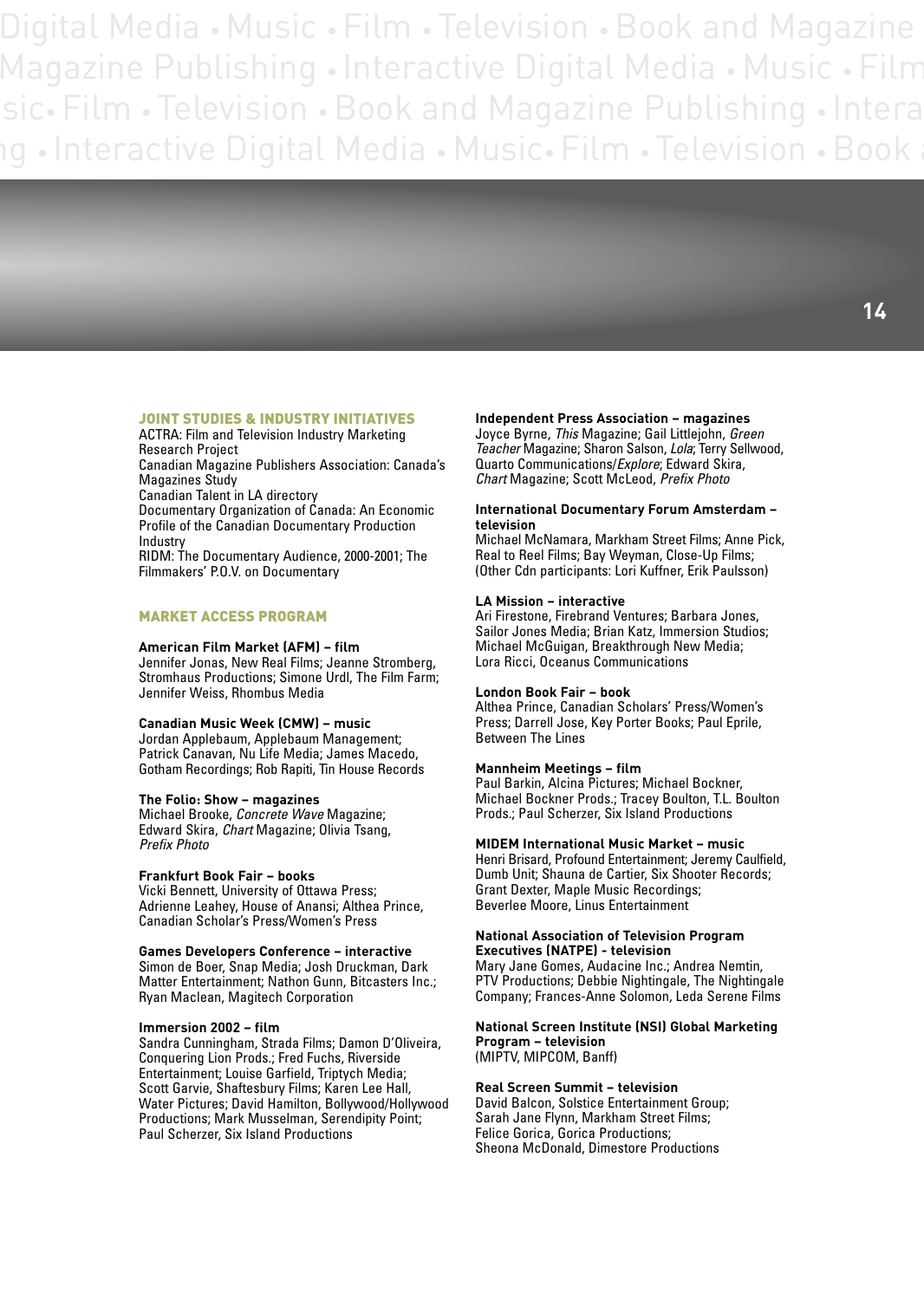## JOINT STUDIES & INDUSTRY INITIATIVES

ACTRA: Film and Television Industry Marketing Research Project
Canadian Magazine Publishers Association: Canada's Magazines Study
Canadian Talent in LA directory
Documentary Organization of Canada: An Economic Profile of the Canadian Documentary Production Industry
RIDM: The Documentary Audience, 2000-2001; The Filmmakers' P.O.V. on Documentary

## MARKET ACCESS PROGRAM

**American Film Market (AFM) – film**
Jennifer Jonas, New Real Films; Jeanne Stromberg, Stromhaus Productions; Simone Urdl, The Film Farm; Jennifer Weiss, Rhombus Media

**Canadian Music Week (CMW) – music**
Jordan Applebaum, Applebaum Management; Patrick Canavan, Nu Life Media; James Macedo, Gotham Recordings; Rob Rapiti, Tin House Records

**The Folio: Show – magazines**
Michael Brooke, *Concrete Wave* Magazine; Edward Skira, *Chart* Magazine; Olivia Tsang, *Prefix Photo*

**Frankfurt Book Fair – books**
Vicki Bennett, University of Ottawa Press; Adrienne Leahey, House of Anansi; Althea Prince, Canadian Scholar's Press/Women's Press

**Games Developers Conference – interactive**
Simon de Boer, Snap Media; Josh Druckman, Dark Matter Entertainment; Nathon Gunn, Bitcasters Inc.; Ryan Maclean, Magitech Corporation

**Immersion 2002 – film**
Sandra Cunningham, Strada Films; Damon D'Oliveira, Conquering Lion Prods.; Fred Fuchs, Riverside Entertainment; Louise Garfield, Triptych Media; Scott Garvie, Shaftesbury Films; Karen Lee Hall, Water Pictures; David Hamilton, Bollywood/Hollywood Productions; Mark Musselman, Serendipity Point; Paul Scherzer, Six Island Productions

**Independent Press Association – magazines**
Joyce Byrne, *This* Magazine; Gail Littlejohn, *Green Teacher* Magazine; Sharon Salson, *Lola*; Terry Sellwood, Quarto Communications/*Explore*; Edward Skira, *Chart* Magazine; Scott McLeod, *Prefix Photo*

**International Documentary Forum Amsterdam – television**
Michael McNamara, Markham Street Films; Anne Pick, Real to Reel Films; Bay Weyman, Close-Up Films; (Other Cdn participants: Lori Kuffner, Erik Paulsson)

**LA Mission – interactive**
Ari Firestone, Firebrand Ventures; Barbara Jones, Sailor Jones Media; Brian Katz, Immersion Studios; Michael McGuigan, Breakthrough New Media; Lora Ricci, Oceanus Communications

**London Book Fair – book**
Althea Prince, Canadian Scholars' Press/Women's Press; Darrell Jose, Key Porter Books; Paul Eprile, Between The Lines

**Mannheim Meetings – film**
Paul Barkin, Alcina Pictures; Michael Bockner, Michael Bockner Prods.; Tracey Boulton, T.L. Boulton Prods.; Paul Scherzer, Six Island Productions

**MIDEM International Music Market – music**
Henri Brisard, Profound Entertainment; Jeremy Caulfield, Dumb Unit; Shauna de Cartier, Six Shooter Records; Grant Dexter, Maple Music Recordings; Beverlee Moore, Linus Entertainment

**National Association of Television Program Executives (NATPE) - television**
Mary Jane Gomes, Audacine Inc.; Andrea Nemtin, PTV Productions; Debbie Nightingale, The Nightingale Company; Frances-Anne Solomon, Leda Serene Films

**National Screen Institute (NSI) Global Marketing Program – television**
(MIPTV, MIPCOM, Banff)

**Real Screen Summit – television**
David Balcon, Solstice Entertainment Group; Sarah Jane Flynn, Markham Street Films; Felice Gorica, Gorica Productions; Sheona McDonald, Dimestore Productions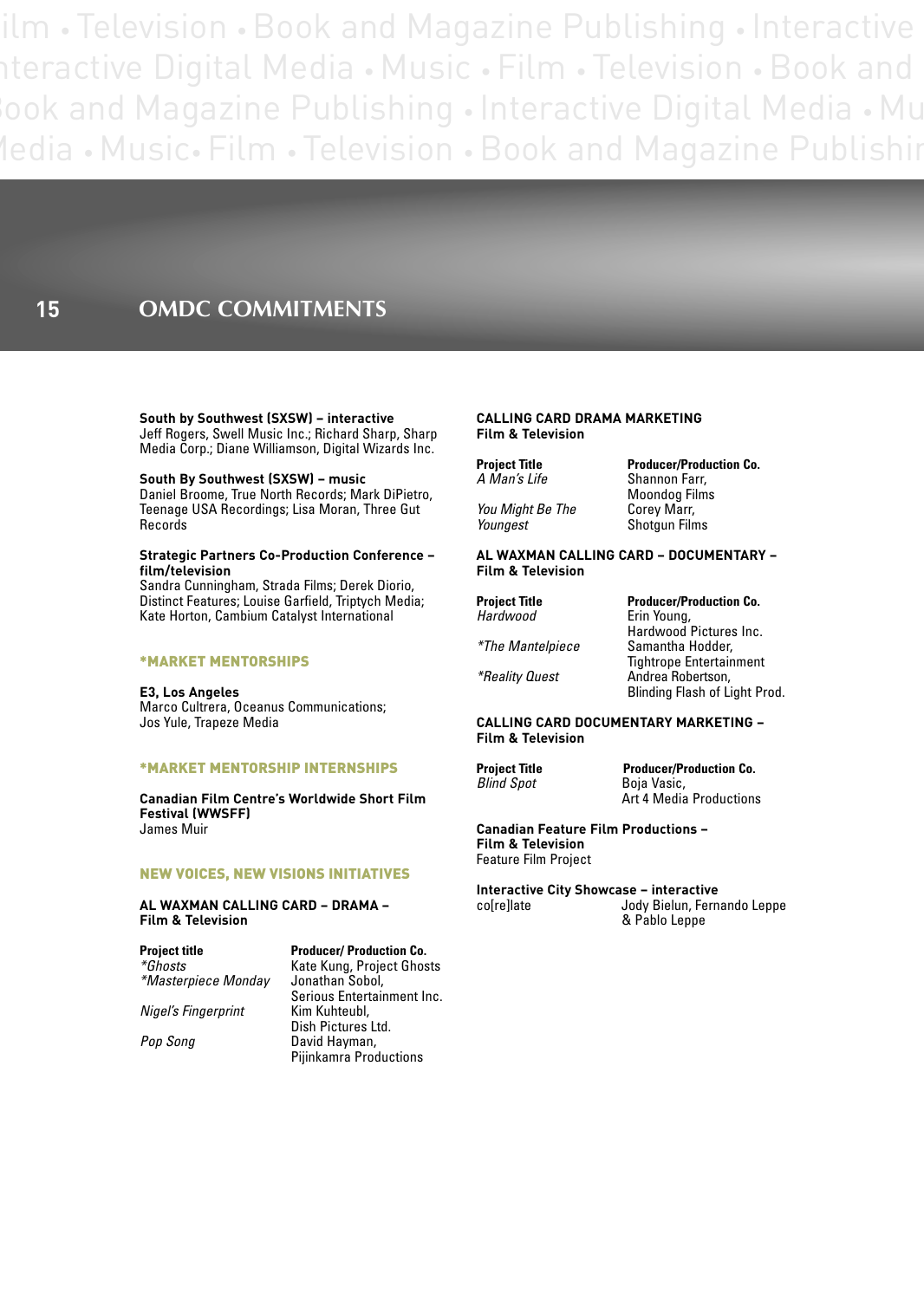## OMDC COMMITMENTS

**South by Southwest (SXSW) – interactive**
Jeff Rogers, Swell Music Inc.; Richard Sharp, Sharp Media Corp.; Diane Williamson, Digital Wizards Inc.

**South By Southwest (SXSW) – music**
Daniel Broome, True North Records; Mark DiPietro, Teenage USA Recordings; Lisa Moran, Three Gut Records

**Strategic Partners Co-Production Conference – film/television**
Sandra Cunningham, Strada Films; Derek Diorio, Distinct Features; Louise Garfield, Triptych Media; Kate Horton, Cambium Catalyst International

### *MARKET MENTORSHIPS

**E3, Los Angeles**
Marco Cultrera, Oceanus Communications; Jos Yule, Trapeze Media

### *MARKET MENTORSHIP INTERNSHIPS

**Canadian Film Centre's Worldwide Short Film Festival (WWSFF)**
James Muir

### NEW VOICES, NEW VISIONS INITIATIVES

**AL WAXMAN CALLING CARD – DRAMA – Film & Television**

| Project title | Producer/ Production Co. |
|---|---|
| *\*Ghosts* | Kate Kung, Project Ghosts |
| *\*Masterpiece Monday* | Jonathan Sobol, Serious Entertainment Inc. |
| *Nigel's Fingerprint* | Kim Kuhteubl, Dish Pictures Ltd. |
| *Pop Song* | David Hayman, Pijinkamra Productions |

**CALLING CARD DRAMA MARKETING Film & Television**

| Project Title | Producer/Production Co. |
|---|---|
| *A Man's Life* | Shannon Farr, Moondog Films |
| *You Might Be The Youngest* | Corey Marr, Shotgun Films |

**AL WAXMAN CALLING CARD – DOCUMENTARY – Film & Television**

| Project Title | Producer/Production Co. |
|---|---|
| *Hardwood* | Erin Young, Hardwood Pictures Inc. |
| *\*The Mantelpiece* | Samantha Hodder, Tightrope Entertainment |
| *\*Reality Quest* | Andrea Robertson, Blinding Flash of Light Prod. |

**CALLING CARD DOCUMENTARY MARKETING – Film & Television**

| Project Title | Producer/Production Co. |
|---|---|
| *Blind Spot* | Boja Vasic, Art 4 Media Productions |

**Canadian Feature Film Productions – Film & Television**
Feature Film Project

**Interactive City Showcase – interactive**
co[re]late — Jody Bielun, Fernando Leppe & Pablo Leppe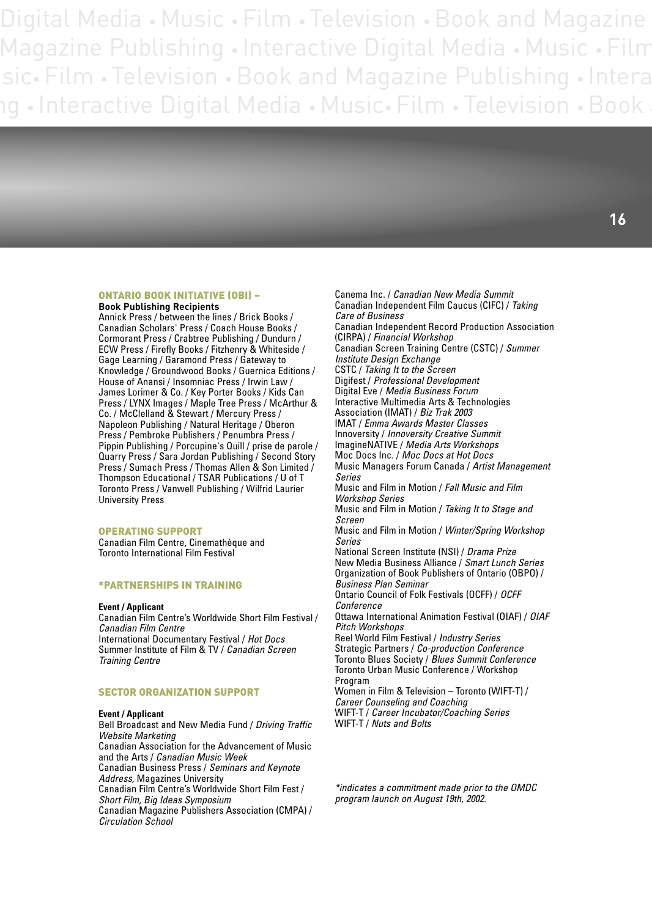## ONTARIO BOOK INITIATIVE (OBI) –

**Book Publishing Recipients**

Annick Press / between the lines / Brick Books / Canadian Scholars' Press / Coach House Books / Cormorant Press / Crabtree Publishing / Dundurn / ECW Press / Firefly Books / Fitzhenry & Whiteside / Gage Learning / Garamond Press / Gateway to Knowledge / Groundwood Books / Guernica Editions / House of Anansi / Insomniac Press / Irwin Law / James Lorimer & Co. / Key Porter Books / Kids Can Press / LYNX Images / Maple Tree Press / McArthur & Co. / McClelland & Stewart / Mercury Press / Napoleon Publishing / Natural Heritage / Oberon Press / Pembroke Publishers / Penumbra Press / Pippin Publishing / Porcupine's Quill / prise de parole / Quarry Press / Sara Jordan Publishing / Second Story Press / Sumach Press / Thomas Allen & Son Limited / Thompson Educational / TSAR Publications / U of T Toronto Press / Vanwell Publishing / Wilfrid Laurier University Press

## OPERATING SUPPORT

Canadian Film Centre, Cinemathèque and Toronto International Film Festival

## *PARTNERSHIPS IN TRAINING

**Event / Applicant**

Canadian Film Centre's Worldwide Short Film Festival / *Canadian Film Centre*
International Documentary Festival / *Hot Docs*
Summer Institute of Film & TV / *Canadian Screen Training Centre*

## SECTOR ORGANIZATION SUPPORT

**Event / Applicant**

Bell Broadcast and New Media Fund / *Driving Traffic Website Marketing*
Canadian Association for the Advancement of Music and the Arts / *Canadian Music Week*
Canadian Business Press / *Seminars and Keynote Address,* Magazines University
Canadian Film Centre's Worldwide Short Film Fest / *Short Film, Big Ideas Symposium*
Canadian Magazine Publishers Association (CMPA) / *Circulation School*
Canema Inc. / *Canadian New Media Summit*
Canadian Independent Film Caucus (CIFC) / *Taking Care of Business*
Canadian Independent Record Production Association (CIRPA) / *Financial Workshop*
Canadian Screen Training Centre (CSTC) / *Summer Institute Design Exchange*
CSTC / *Taking It to the Screen*
Digifest / *Professional Development*
Digital Eve / *Media Business Forum*
Interactive Multimedia Arts & Technologies Association (IMAT) / *Biz Trak 2003*
IMAT / *Emma Awards Master Classes*
Innoversity / *Innoversity Creative Summit*
ImagineNATIVE / *Media Arts Workshops*
Moc Docs Inc. / *Moc Docs at Hot Docs*
Music Managers Forum Canada / *Artist Management Series*
Music and Film in Motion / *Fall Music and Film Workshop Series*
Music and Film in Motion / *Taking It to Stage and Screen*
Music and Film in Motion / *Winter/Spring Workshop Series*
National Screen Institute (NSI) / *Drama Prize*
New Media Business Alliance / *Smart Lunch Series*
Organization of Book Publishers of Ontario (OBPO) / *Business Plan Seminar*
Ontario Council of Folk Festivals (OCFF) / *OCFF Conference*
Ottawa International Animation Festival (OIAF) / *OIAF Pitch Workshops*
Reel World Film Festival / *Industry Series*
Strategic Partners / *Co-production Conference*
Toronto Blues Society / *Blues Summit Conference*
Toronto Urban Music Conference / Workshop Program
Women in Film & Television – Toronto (WIFT-T) / *Career Counseling and Coaching*
WIFT-T / *Career Incubator/Coaching Series*
WIFT-T / *Nuts and Bolts*

*\*indicates a commitment made prior to the OMDC program launch on August 19th, 2002.*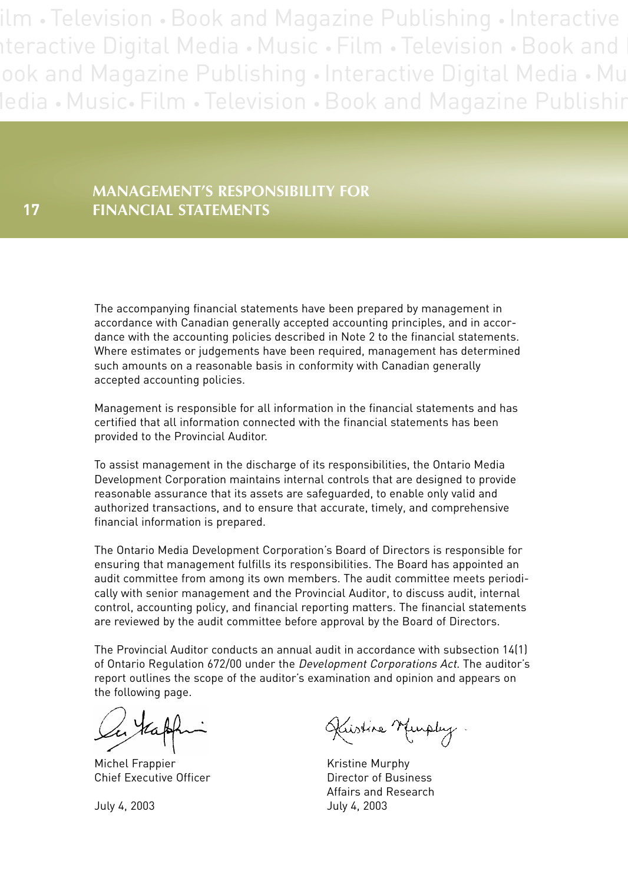## MANAGEMENT'S RESPONSIBILITY FOR FINANCIAL STATEMENTS

The accompanying financial statements have been prepared by management in accordance with Canadian generally accepted accounting principles, and in accordance with the accounting policies described in Note 2 to the financial statements. Where estimates or judgements have been required, management has determined such amounts on a reasonable basis in conformity with Canadian generally accepted accounting policies.

Management is responsible for all information in the financial statements and has certified that all information connected with the financial statements has been provided to the Provincial Auditor.

To assist management in the discharge of its responsibilities, the Ontario Media Development Corporation maintains internal controls that are designed to provide reasonable assurance that its assets are safeguarded, to enable only valid and authorized transactions, and to ensure that accurate, timely, and comprehensive financial information is prepared.

The Ontario Media Development Corporation's Board of Directors is responsible for ensuring that management fulfills its responsibilities. The Board has appointed an audit committee from among its own members. The audit committee meets periodically with senior management and the Provincial Auditor, to discuss audit, internal control, accounting policy, and financial reporting matters. The financial statements are reviewed by the audit committee before approval by the Board of Directors.

The Provincial Auditor conducts an annual audit in accordance with subsection 14(1) of Ontario Regulation 672/00 under the *Development Corporations Act*. The auditor's report outlines the scope of the auditor's examination and opinion and appears on the following page.

Michel Frappier
Chief Executive Officer

July 4, 2003

Kristine Murphy
Director of Business
Affairs and Research
July 4, 2003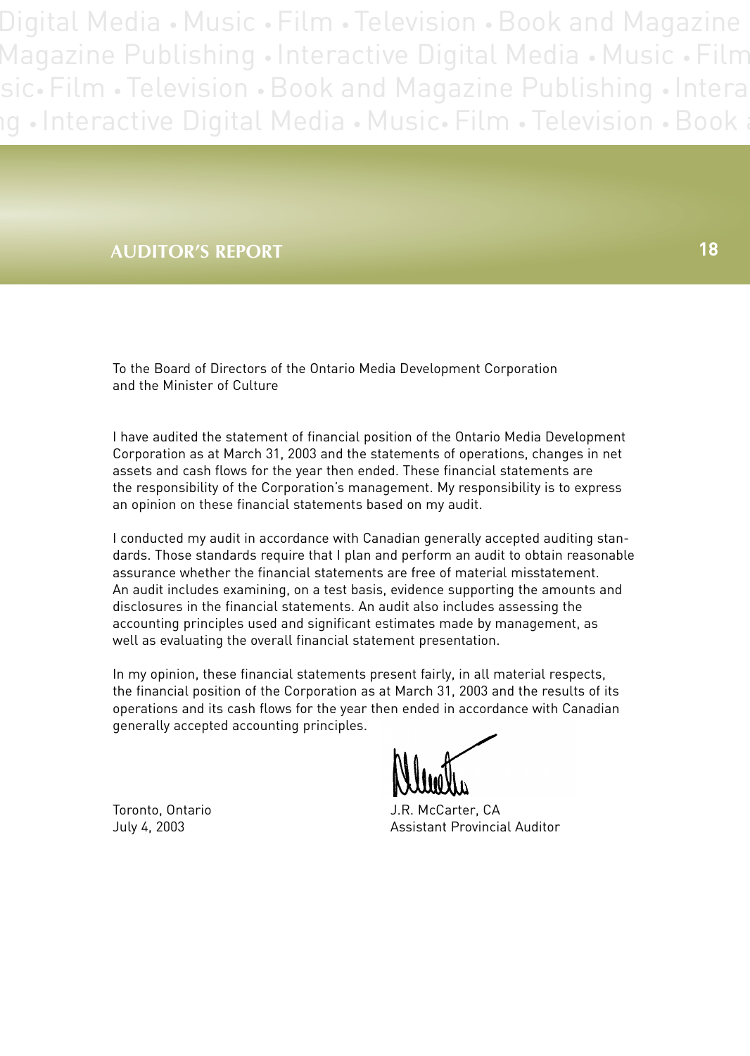## AUDITOR'S REPORT

To the Board of Directors of the Ontario Media Development Corporation
and the Minister of Culture

I have audited the statement of financial position of the Ontario Media Development Corporation as at March 31, 2003 and the statements of operations, changes in net assets and cash flows for the year then ended. These financial statements are the responsibility of the Corporation's management. My responsibility is to express an opinion on these financial statements based on my audit.

I conducted my audit in accordance with Canadian generally accepted auditing standards. Those standards require that I plan and perform an audit to obtain reasonable assurance whether the financial statements are free of material misstatement. An audit includes examining, on a test basis, evidence supporting the amounts and disclosures in the financial statements. An audit also includes assessing the accounting principles used and significant estimates made by management, as well as evaluating the overall financial statement presentation.

In my opinion, these financial statements present fairly, in all material respects, the financial position of the Corporation as at March 31, 2003 and the results of its operations and its cash flows for the year then ended in accordance with Canadian generally accepted accounting principles.

Toronto, Ontario
July 4, 2003

J.R. McCarter, CA
Assistant Provincial Auditor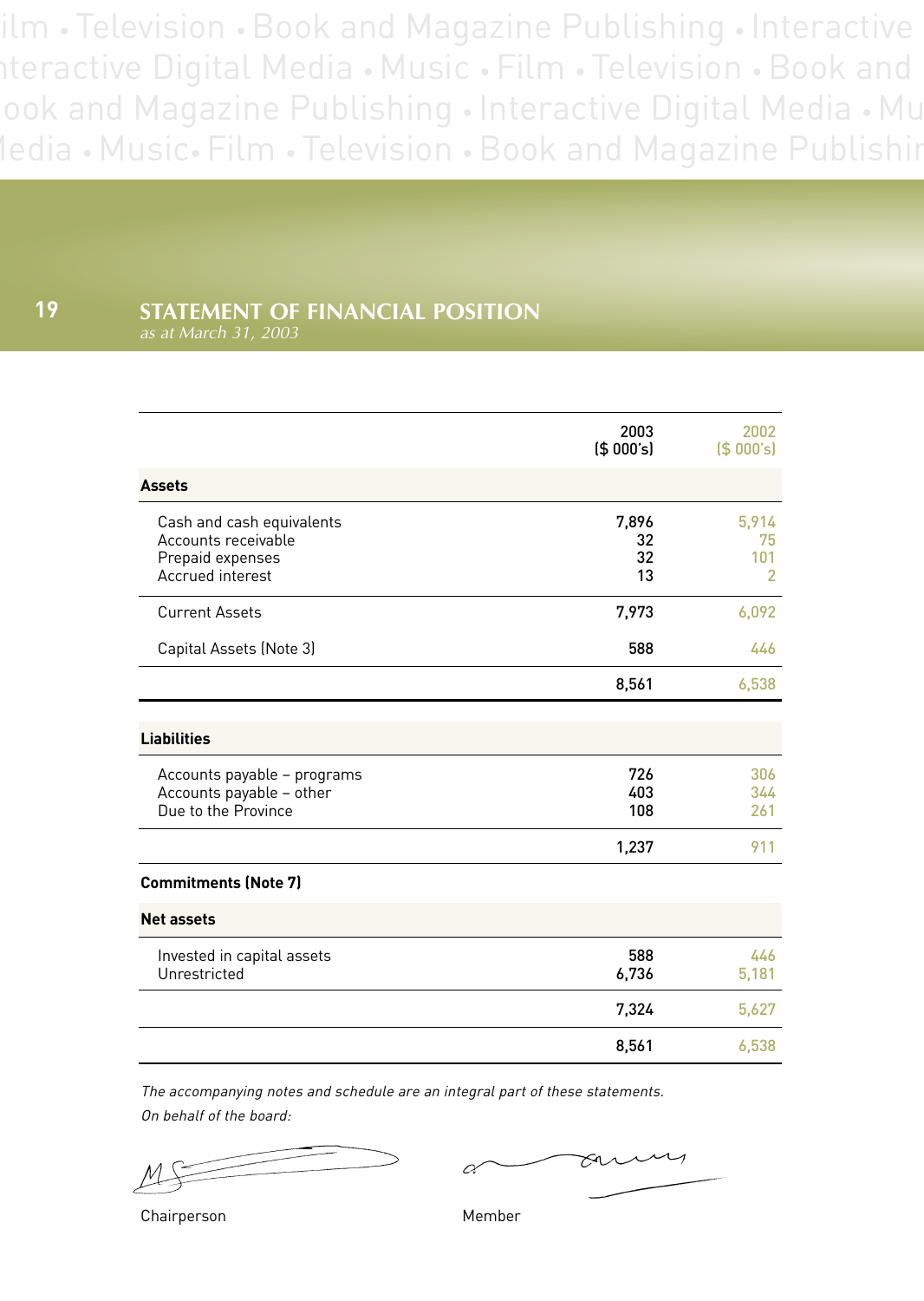## STATEMENT OF FINANCIAL POSITION

*as at March 31, 2003*

| | 2003 ($ 000's) | 2002 ($ 000's) |
|---|---|---|
| **Assets** | | |
| Cash and cash equivalents | 7,896 | 5,914 |
| Accounts receivable | 32 | 75 |
| Prepaid expenses | 32 | 101 |
| Accrued interest | 13 | 2 |
| Current Assets | 7,973 | 6,092 |
| Capital Assets (Note 3) | 588 | 446 |
| | 8,561 | 6,538 |
| **Liabilities** | | |
| Accounts payable – programs | 726 | 306 |
| Accounts payable – other | 403 | 344 |
| Due to the Province | 108 | 261 |
| | 1,237 | 911 |
| **Commitments (Note 7)** | | |
| **Net assets** | | |
| Invested in capital assets | 588 | 446 |
| Unrestricted | 6,736 | 5,181 |
| | 7,324 | 5,627 |
| | 8,561 | 6,538 |

*The accompanying notes and schedule are an integral part of these statements.*

*On behalf of the board:*

Chairperson

Member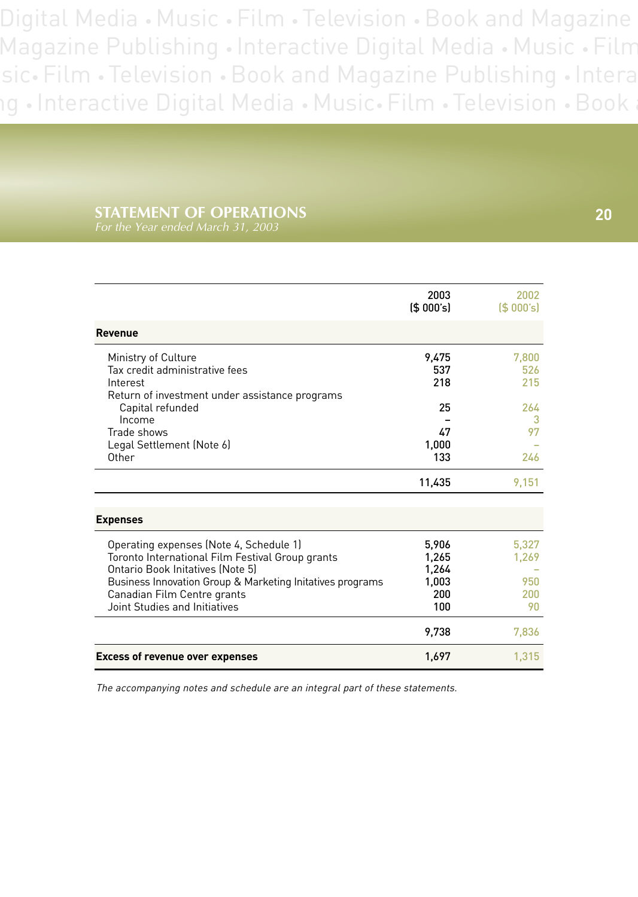## STATEMENT OF OPERATIONS

*For the Year ended March 31, 2003*

| | 2003 ($ 000's) | 2002 ($ 000's) |
|---|---|---|
| **Revenue** | | |
| Ministry of Culture | 9,475 | 7,800 |
| Tax credit administrative fees | 537 | 526 |
| Interest | 218 | 215 |
| Return of investment under assistance programs | | |
| Capital refunded | 25 | 264 |
| Income | – | 3 |
| Trade shows | 47 | 97 |
| Legal Settlement (Note 6) | 1,000 | – |
| Other | 133 | 246 |
| | 11,435 | 9,151 |
| **Expenses** | | |
| Operating expenses (Note 4, Schedule 1) | 5,906 | 5,327 |
| Toronto International Film Festival Group grants | 1,265 | 1,269 |
| Ontario Book Initatives (Note 5) | 1,264 | – |
| Business Innovation Group & Marketing Initatives programs | 1,003 | 950 |
| Canadian Film Centre grants | 200 | 200 |
| Joint Studies and Initiatives | 100 | 90 |
| | 9,738 | 7,836 |
| **Excess of revenue over expenses** | 1,697 | 1,315 |

*The accompanying notes and schedule are an integral part of these statements.*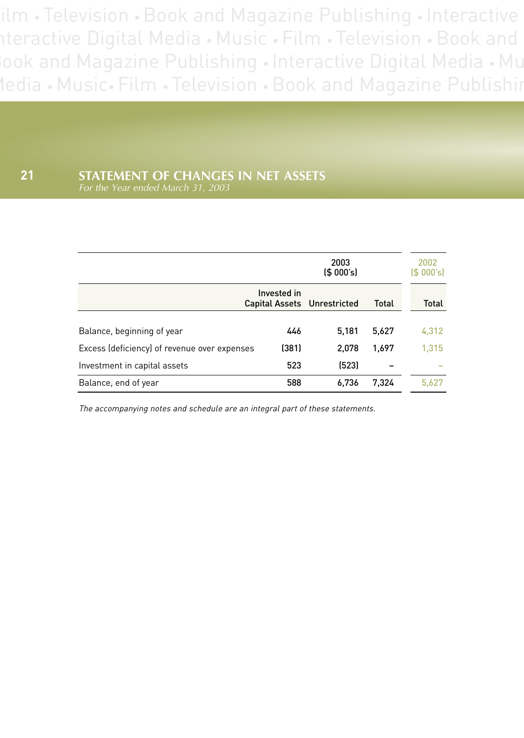## STATEMENT OF CHANGES IN NET ASSETS

*For the Year ended March 31, 2003*

| | 2003 ($ 000's) | | | 2002 ($ 000's) |
|---|---|---|---|---|
| | Invested in Capital Assets | Unrestricted | Total | Total |
| Balance, beginning of year | 446 | 5,181 | 5,627 | 4,312 |
| Excess (deficiency) of revenue over expenses | (381) | 2,078 | 1,697 | 1,315 |
| Investment in capital assets | 523 | (523) | – | – |
| Balance, end of year | 588 | 6,736 | 7,324 | 5,627 |

*The accompanying notes and schedule are an integral part of these statements.*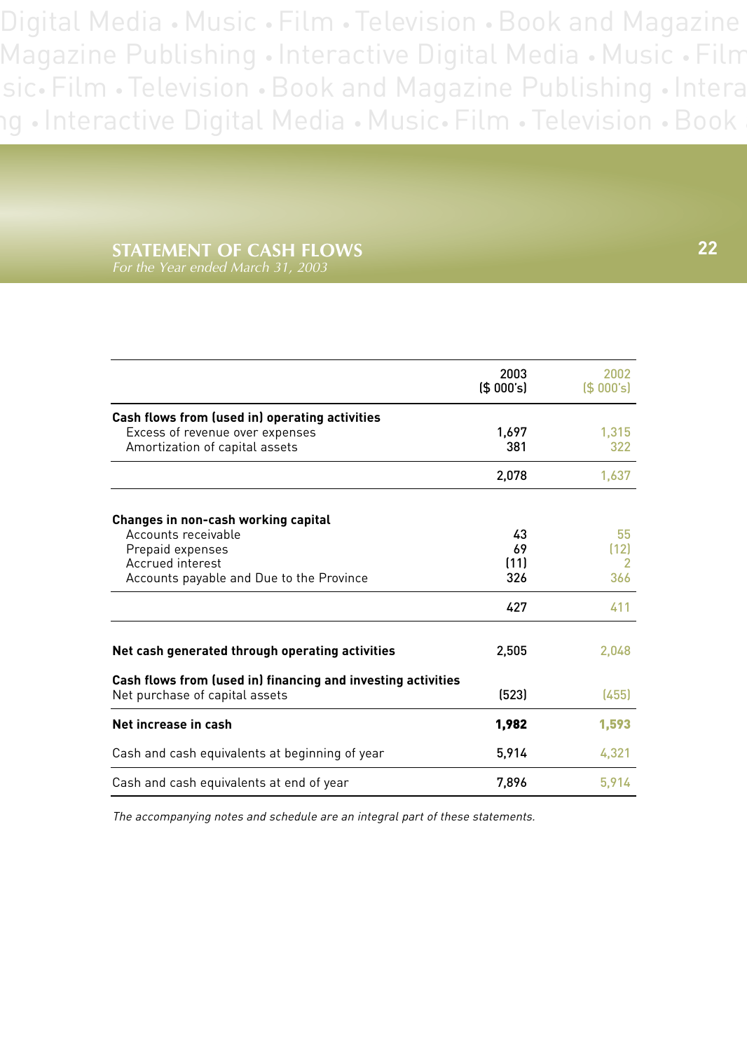# STATEMENT OF CASH FLOWS

*For the Year ended March 31, 2003*

| | 2003 ($ 000's) | 2002 ($ 000's) |
|---|---|---|
| **Cash flows from (used in) operating activities** | | |
| Excess of revenue over expenses | 1,697 | 1,315 |
| Amortization of capital assets | 381 | 322 |
| | 2,078 | 1,637 |
| **Changes in non-cash working capital** | | |
| Accounts receivable | 43 | 55 |
| Prepaid expenses | 69 | (12) |
| Accrued interest | (11) | 2 |
| Accounts payable and Due to the Province | 326 | 366 |
| | 427 | 411 |
| **Net cash generated through operating activities** | 2,505 | 2,048 |
| **Cash flows from (used in) financing and investing activities** | | |
| Net purchase of capital assets | (523) | (455) |
| **Net increase in cash** | **1,982** | **1,593** |
| Cash and cash equivalents at beginning of year | 5,914 | 4,321 |
| Cash and cash equivalents at end of year | 7,896 | 5,914 |

*The accompanying notes and schedule are an integral part of these statements.*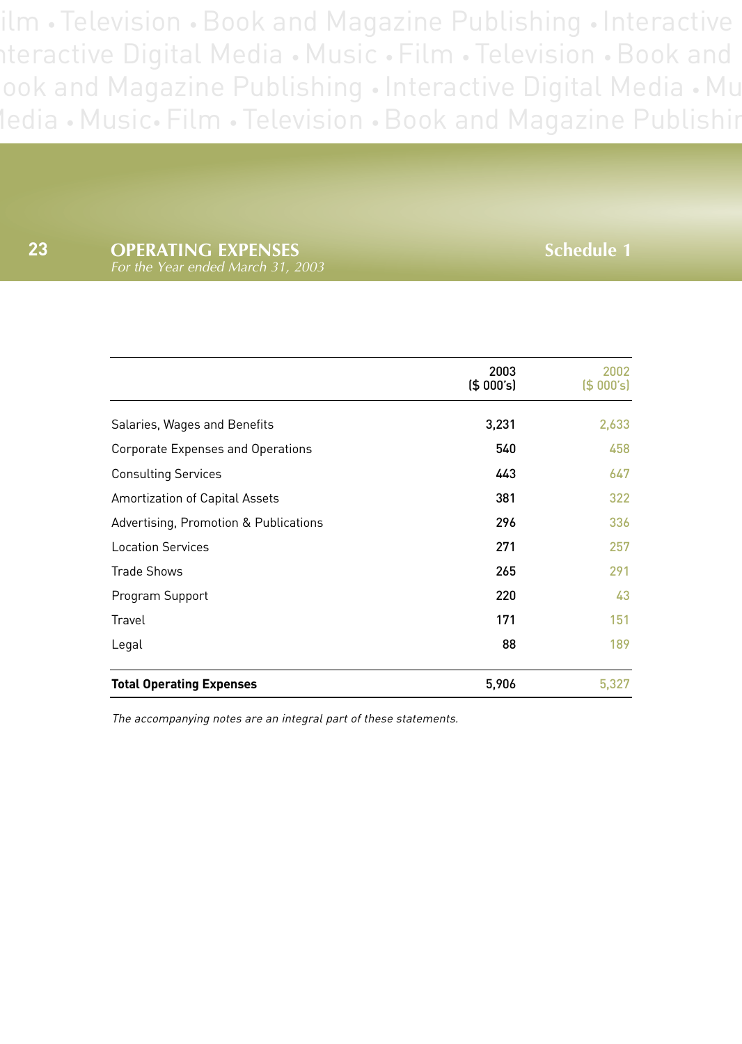# OPERATING EXPENSES

*For the Year ended March 31, 2003*

**Schedule 1**

| | 2003 ($ 000's) | 2002 ($ 000's) |
|---|---|---|
| Salaries, Wages and Benefits | 3,231 | 2,633 |
| Corporate Expenses and Operations | 540 | 458 |
| Consulting Services | 443 | 647 |
| Amortization of Capital Assets | 381 | 322 |
| Advertising, Promotion & Publications | 296 | 336 |
| Location Services | 271 | 257 |
| Trade Shows | 265 | 291 |
| Program Support | 220 | 43 |
| Travel | 171 | 151 |
| Legal | 88 | 189 |
| **Total Operating Expenses** | 5,906 | 5,327 |

*The accompanying notes are an integral part of these statements.*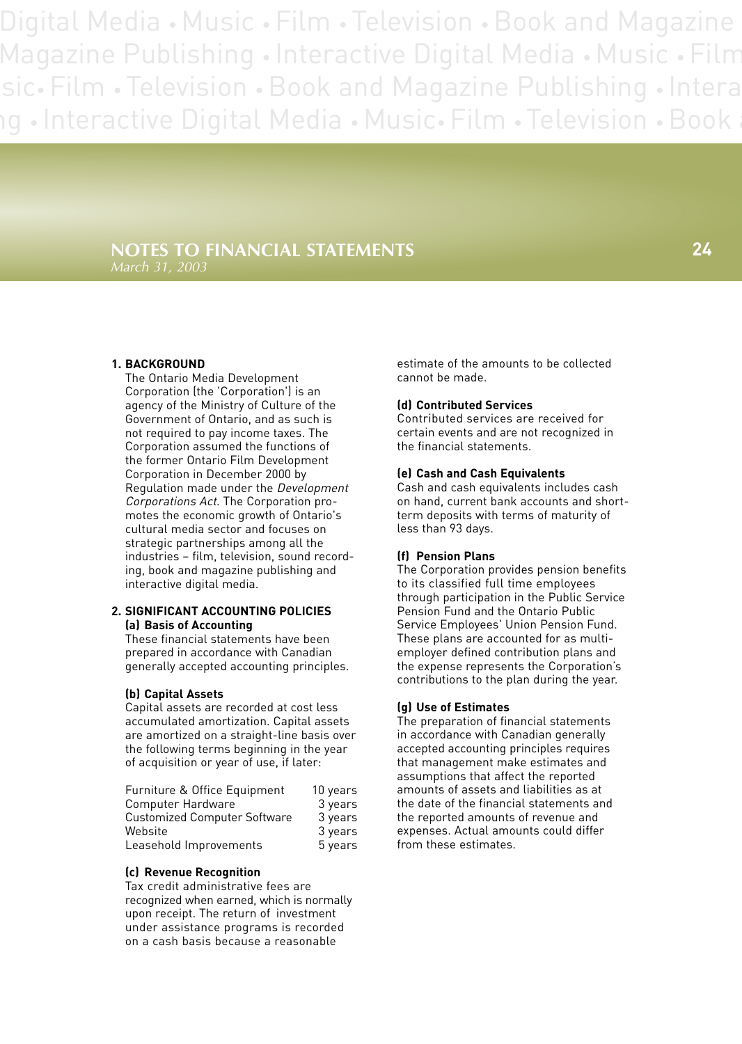# NOTES TO FINANCIAL STATEMENTS

*March 31, 2003*

## 1. BACKGROUND

The Ontario Media Development Corporation (the 'Corporation') is an agency of the Ministry of Culture of the Government of Ontario, and as such is not required to pay income taxes. The Corporation assumed the functions of the former Ontario Film Development Corporation in December 2000 by Regulation made under the *Development Corporations Act*. The Corporation promotes the economic growth of Ontario's cultural media sector and focuses on strategic partnerships among all the industries – film, television, sound recording, book and magazine publishing and interactive digital media.

## 2. SIGNIFICANT ACCOUNTING POLICIES

### (a) Basis of Accounting

These financial statements have been prepared in accordance with Canadian generally accepted accounting principles.

### (b) Capital Assets

Capital assets are recorded at cost less accumulated amortization. Capital assets are amortized on a straight-line basis over the following terms beginning in the year of acquisition or year of use, if later:

| | |
|---|---|
| Furniture & Office Equipment | 10 years |
| Computer Hardware | 3 years |
| Customized Computer Software | 3 years |
| Website | 3 years |
| Leasehold Improvements | 5 years |

### (c) Revenue Recognition

Tax credit administrative fees are recognized when earned, which is normally upon receipt. The return of investment under assistance programs is recorded on a cash basis because a reasonable estimate of the amounts to be collected cannot be made.

### (d) Contributed Services

Contributed services are received for certain events and are not recognized in the financial statements.

### (e) Cash and Cash Equivalents

Cash and cash equivalents includes cash on hand, current bank accounts and short-term deposits with terms of maturity of less than 93 days.

### (f) Pension Plans

The Corporation provides pension benefits to its classified full time employees through participation in the Public Service Pension Fund and the Ontario Public Service Employees' Union Pension Fund. These plans are accounted for as multi-employer defined contribution plans and the expense represents the Corporation's contributions to the plan during the year.

### (g) Use of Estimates

The preparation of financial statements in accordance with Canadian generally accepted accounting principles requires that management make estimates and assumptions that affect the reported amounts of assets and liabilities as at the date of the financial statements and the reported amounts of revenue and expenses. Actual amounts could differ from these estimates.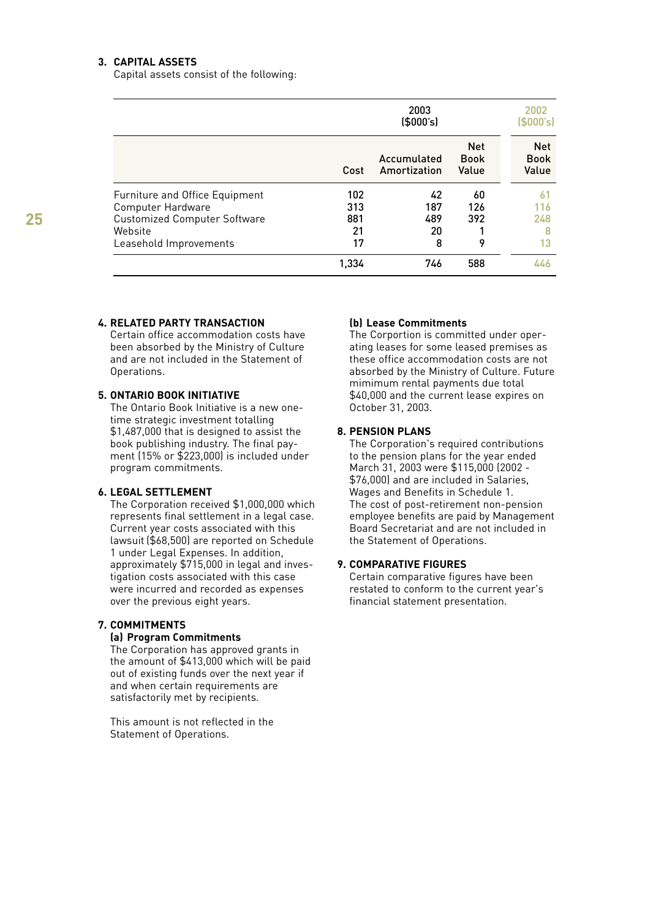### 3. CAPITAL ASSETS

Capital assets consist of the following:

| | 2003 ($000's) | | | 2002 ($000's) |
|---|---|---|---|---|
| | Cost | Accumulated Amortization | Net Book Value | Net Book Value |
| Furniture and Office Equipment | 102 | 42 | 60 | 61 |
| Computer Hardware | 313 | 187 | 126 | 116 |
| Customized Computer Software | 881 | 489 | 392 | 248 |
| Website | 21 | 20 | 1 | 8 |
| Leasehold Improvements | 17 | 8 | 9 | 13 |
| | 1,334 | 746 | 588 | 446 |

### 4. RELATED PARTY TRANSACTION

Certain office accommodation costs have been absorbed by the Ministry of Culture and are not included in the Statement of Operations.

### 5. ONTARIO BOOK INITIATIVE

The Ontario Book Initiative is a new one-time strategic investment totalling $1,487,000 that is designed to assist the book publishing industry. The final payment (15% or $223,000) is included under program commitments.

### 6. LEGAL SETTLEMENT

The Corporation received $1,000,000 which represents final settlement in a legal case. Current year costs associated with this lawsuit ($68,500) are reported on Schedule 1 under Legal Expenses. In addition, approximately $715,000 in legal and investigation costs associated with this case were incurred and recorded as expenses over the previous eight years.

### 7. COMMITMENTS

**(a) Program Commitments**

The Corporation has approved grants in the amount of $413,000 which will be paid out of existing funds over the next year if and when certain requirements are satisfactorily met by recipients.

This amount is not reflected in the Statement of Operations.

**(b) Lease Commitments**

The Corportion is committed under operating leases for some leased premises as these office accommodation costs are not absorbed by the Ministry of Culture. Future mimimum rental payments due total $40,000 and the current lease expires on October 31, 2003.

### 8. PENSION PLANS

The Corporation's required contributions to the pension plans for the year ended March 31, 2003 were $115,000 (2002 - $76,000) and are included in Salaries, Wages and Benefits in Schedule 1.
The cost of post-retirement non-pension employee benefits are paid by Management Board Secretariat and are not included in the Statement of Operations.

### 9. COMPARATIVE FIGURES

Certain comparative figures have been restated to conform to the current year's financial statement presentation.